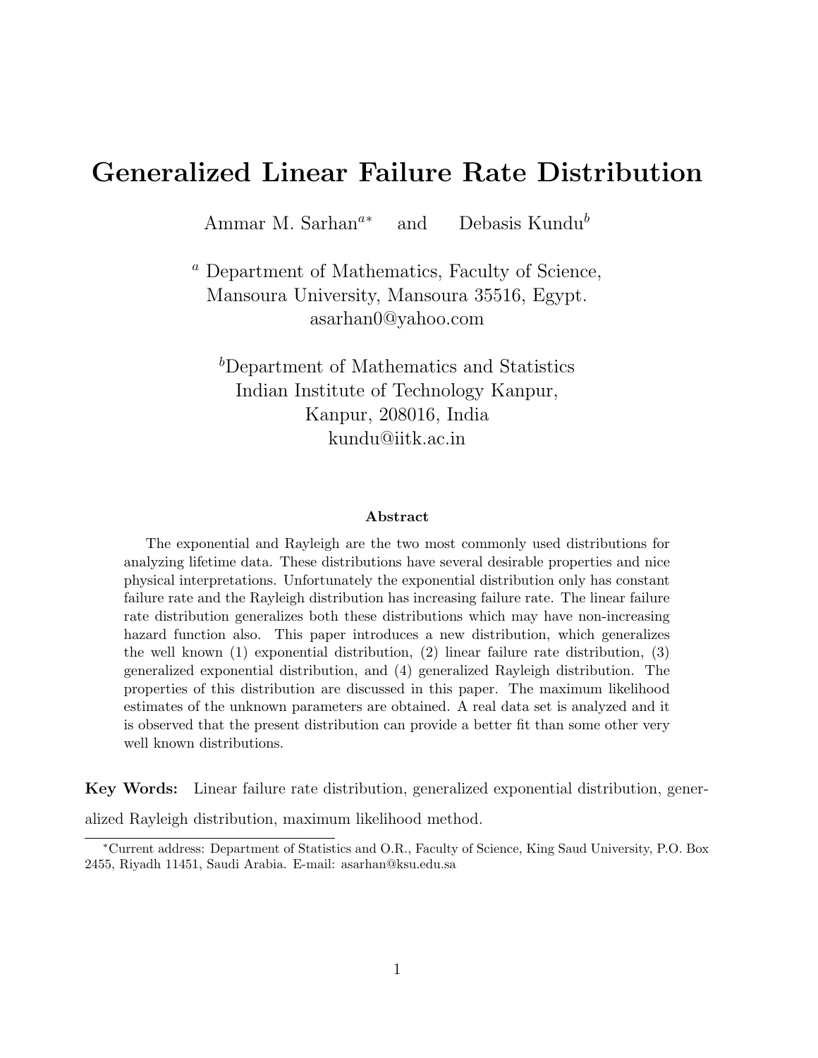# Generalized Linear Failure Rate Distribution

Ammar M. Sarhan[a*] and Debasis Kundu[b]

[a] Department of Mathematics, Faculty of Science,
Mansoura University, Mansoura 35516, Egypt.
asarhan0@yahoo.com

[b]Department of Mathematics and Statistics
Indian Institute of Technology Kanpur,
Kanpur, 208016, India
kundu@iitk.ac.in

#### Abstract

The exponential and Rayleigh are the two most commonly used distributions for analyzing lifetime data. These distributions have several desirable properties and nice physical interpretations. Unfortunately the exponential distribution only has constant failure rate and the Rayleigh distribution has increasing failure rate. The linear failure rate distribution generalizes both these distributions which may have non-increasing hazard function also. This paper introduces a new distribution, which generalizes the well known (1) exponential distribution, (2) linear failure rate distribution, (3) generalized exponential distribution, and (4) generalized Rayleigh distribution. The properties of this distribution are discussed in this paper. The maximum likelihood estimates of the unknown parameters are obtained. A real data set is analyzed and it is observed that the present distribution can provide a better fit than some other very well known distributions.

**Key Words:** Linear failure rate distribution, generalized exponential distribution, generalized Rayleigh distribution, maximum likelihood method.

[*]Current address: Department of Statistics and O.R., Faculty of Science, King Saud University, P.O. Box 2455, Riyadh 11451, Saudi Arabia. E-mail: asarhan@ksu.edu.sa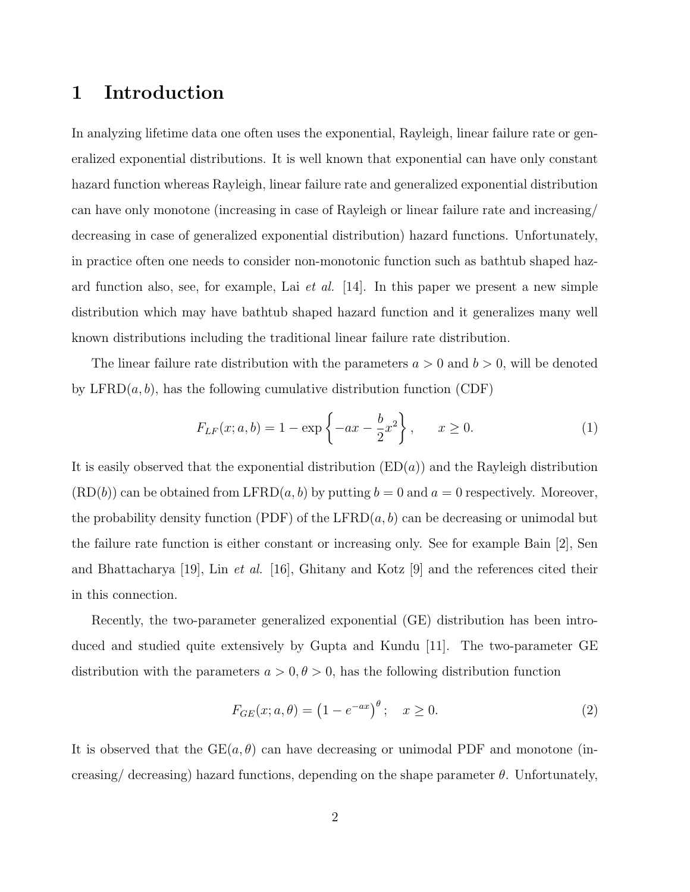# 1 Introduction

In analyzing lifetime data one often uses the exponential, Rayleigh, linear failure rate or generalized exponential distributions. It is well known that exponential can have only constant hazard function whereas Rayleigh, linear failure rate and generalized exponential distribution can have only monotone (increasing in case of Rayleigh or linear failure rate and increasing/ decreasing in case of generalized exponential distribution) hazard functions. Unfortunately, in practice often one needs to consider non-monotonic function such as bathtub shaped hazard function also, see, for example, Lai *et al.* [14]. In this paper we present a new simple distribution which may have bathtub shaped hazard function and it generalizes many well known distributions including the traditional linear failure rate distribution.

The linear failure rate distribution with the parameters $a > 0$ and $b > 0$, will be denoted by LFRD$(a, b)$, has the following cumulative distribution function (CDF)

$$F_{LF}(x; a, b) = 1 - \exp\left\{-ax - \frac{b}{2}x^2\right\}, \qquad x \geq 0. \tag{1}$$

It is easily observed that the exponential distribution (ED$(a)$) and the Rayleigh distribution (RD$(b)$) can be obtained from LFRD$(a, b)$ by putting $b = 0$ and $a = 0$ respectively. Moreover, the probability density function (PDF) of the LFRD$(a, b)$ can be decreasing or unimodal but the failure rate function is either constant or increasing only. See for example Bain [2], Sen and Bhattacharya [19], Lin *et al.* [16], Ghitany and Kotz [9] and the references cited their in this connection.

Recently, the two-parameter generalized exponential (GE) distribution has been introduced and studied quite extensively by Gupta and Kundu [11]. The two-parameter GE distribution with the parameters $a > 0, \theta > 0$, has the following distribution function

$$F_{GE}(x; a, \theta) = \left(1 - e^{-ax}\right)^{\theta}; \quad x \geq 0. \tag{2}$$

It is observed that the GE$(a, \theta)$ can have decreasing or unimodal PDF and monotone (increasing/ decreasing) hazard functions, depending on the shape parameter $\theta$. Unfortunately,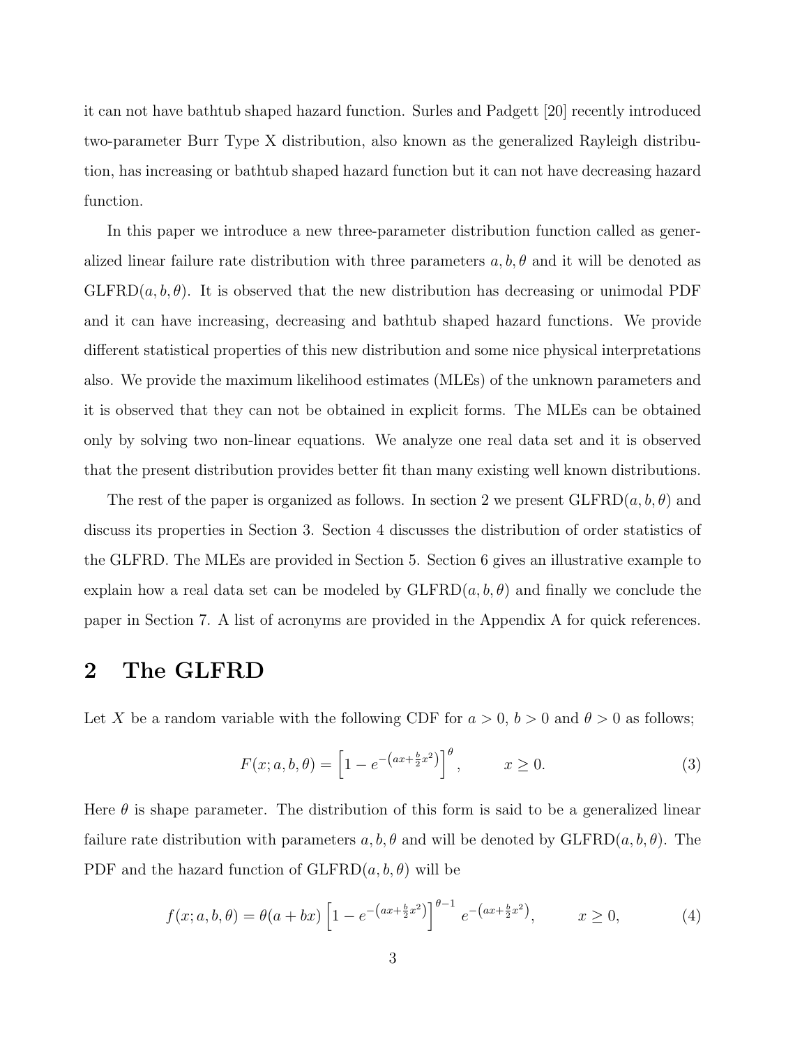it can not have bathtub shaped hazard function. Surles and Padgett [20] recently introduced two-parameter Burr Type X distribution, also known as the generalized Rayleigh distribution, has increasing or bathtub shaped hazard function but it can not have decreasing hazard function.

In this paper we introduce a new three-parameter distribution function called as generalized linear failure rate distribution with three parameters $a, b, \theta$ and it will be denoted as GLFRD$(a, b, \theta)$. It is observed that the new distribution has decreasing or unimodal PDF and it can have increasing, decreasing and bathtub shaped hazard functions. We provide different statistical properties of this new distribution and some nice physical interpretations also. We provide the maximum likelihood estimates (MLEs) of the unknown parameters and it is observed that they can not be obtained in explicit forms. The MLEs can be obtained only by solving two non-linear equations. We analyze one real data set and it is observed that the present distribution provides better fit than many existing well known distributions.

The rest of the paper is organized as follows. In section 2 we present GLFRD$(a, b, \theta)$ and discuss its properties in Section 3. Section 4 discusses the distribution of order statistics of the GLFRD. The MLEs are provided in Section 5. Section 6 gives an illustrative example to explain how a real data set can be modeled by GLFRD$(a, b, \theta)$ and finally we conclude the paper in Section 7. A list of acronyms are provided in the Appendix A for quick references.

## 2 The GLFRD

Let $X$ be a random variable with the following CDF for $a > 0$, $b > 0$ and $\theta > 0$ as follows;

$$F(x; a, b, \theta) = \left[1 - e^{-\left(ax + \frac{b}{2}x^2\right)}\right]^{\theta}, \qquad x \geq 0. \tag{3}$$

Here $\theta$ is shape parameter. The distribution of this form is said to be a generalized linear failure rate distribution with parameters $a, b, \theta$ and will be denoted by GLFRD$(a, b, \theta)$. The PDF and the hazard function of GLFRD$(a, b, \theta)$ will be

$$f(x; a, b, \theta) = \theta(a + bx)\left[1 - e^{-\left(ax + \frac{b}{2}x^2\right)}\right]^{\theta - 1} e^{-\left(ax + \frac{b}{2}x^2\right)}, \qquad x \geq 0, \tag{4}$$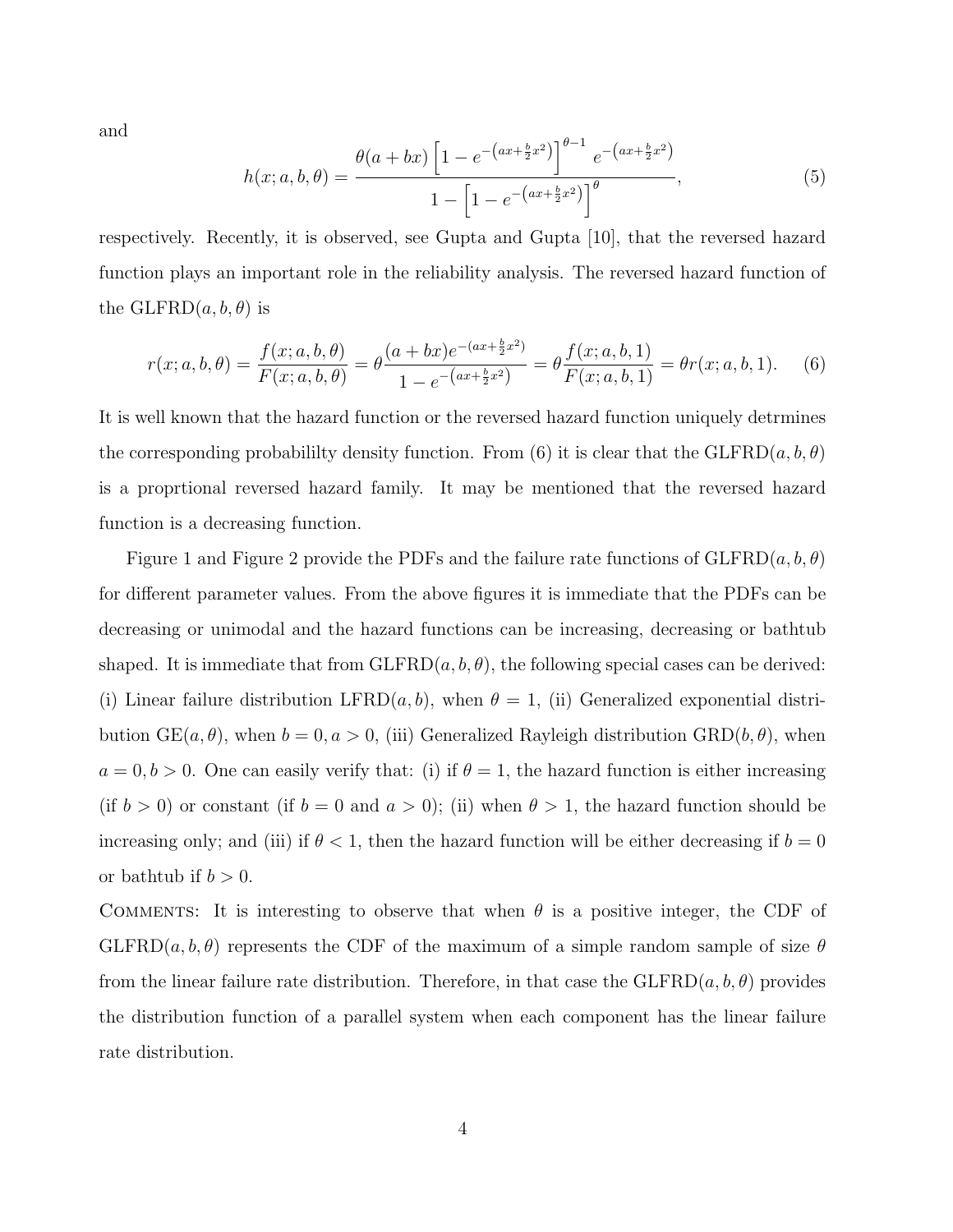and

$$h(x; a, b, \theta) = \frac{\theta(a + bx)\left[1 - e^{-\left(ax + \frac{b}{2}x^2\right)}\right]^{\theta - 1} e^{-\left(ax + \frac{b}{2}x^2\right)}}{1 - \left[1 - e^{-\left(ax + \frac{b}{2}x^2\right)}\right]^{\theta}}, \tag{5}$$

respectively. Recently, it is observed, see Gupta and Gupta [10], that the reversed hazard function plays an important role in the reliability analysis. The reversed hazard function of the GLFRD$(a, b, \theta)$ is

$$r(x; a, b, \theta) = \frac{f(x; a, b, \theta)}{F(x; a, b, \theta)} = \theta \frac{(a + bx)e^{-(ax + \frac{b}{2}x^2)}}{1 - e^{-\left(ax + \frac{b}{2}x^2\right)}} = \theta \frac{f(x; a, b, 1)}{F(x; a, b, 1)} = \theta r(x; a, b, 1). \tag{6}$$

It is well known that the hazard function or the reversed hazard function uniquely detrmines the corresponding probabililty density function. From (6) it is clear that the GLFRD$(a, b, \theta)$ is a proprtional reversed hazard family. It may be mentioned that the reversed hazard function is a decreasing function.

Figure 1 and Figure 2 provide the PDFs and the failure rate functions of GLFRD$(a, b, \theta)$ for different parameter values. From the above figures it is immediate that the PDFs can be decreasing or unimodal and the hazard functions can be increasing, decreasing or bathtub shaped. It is immediate that from GLFRD$(a, b, \theta)$, the following special cases can be derived: (i) Linear failure distribution LFRD$(a, b)$, when $\theta = 1$, (ii) Generalized exponential distribution GE$(a, \theta)$, when $b = 0, a > 0$, (iii) Generalized Rayleigh distribution GRD$(b, \theta)$, when $a = 0, b > 0$. One can easily verify that: (i) if $\theta = 1$, the hazard function is either increasing (if $b > 0$) or constant (if $b = 0$ and $a > 0$); (ii) when $\theta > 1$, the hazard function should be increasing only; and (iii) if $\theta < 1$, then the hazard function will be either decreasing if $b = 0$ or bathtub if $b > 0$.

COMMENTS: It is interesting to observe that when $\theta$ is a positive integer, the CDF of GLFRD$(a, b, \theta)$ represents the CDF of the maximum of a simple random sample of size $\theta$ from the linear failure rate distribution. Therefore, in that case the GLFRD$(a, b, \theta)$ provides the distribution function of a parallel system when each component has the linear failure rate distribution.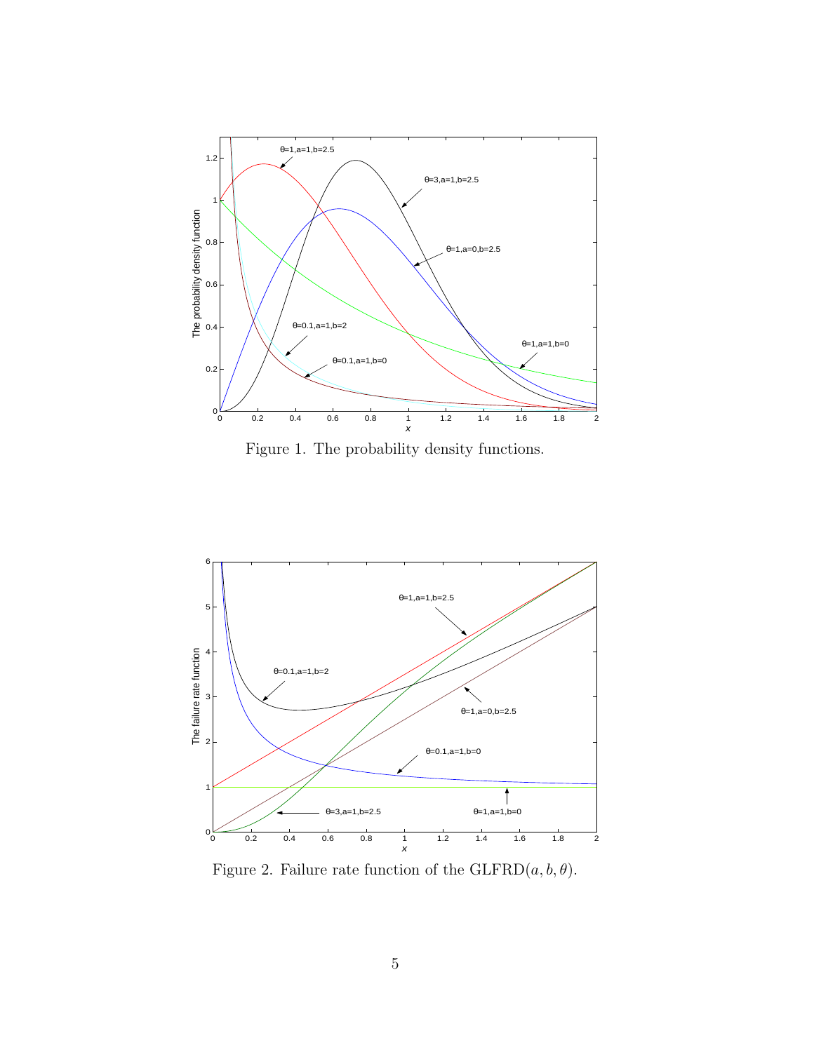Figure 1. The probability density functions.

Figure 2. Failure rate function of the GLFRD$(a, b, \theta)$.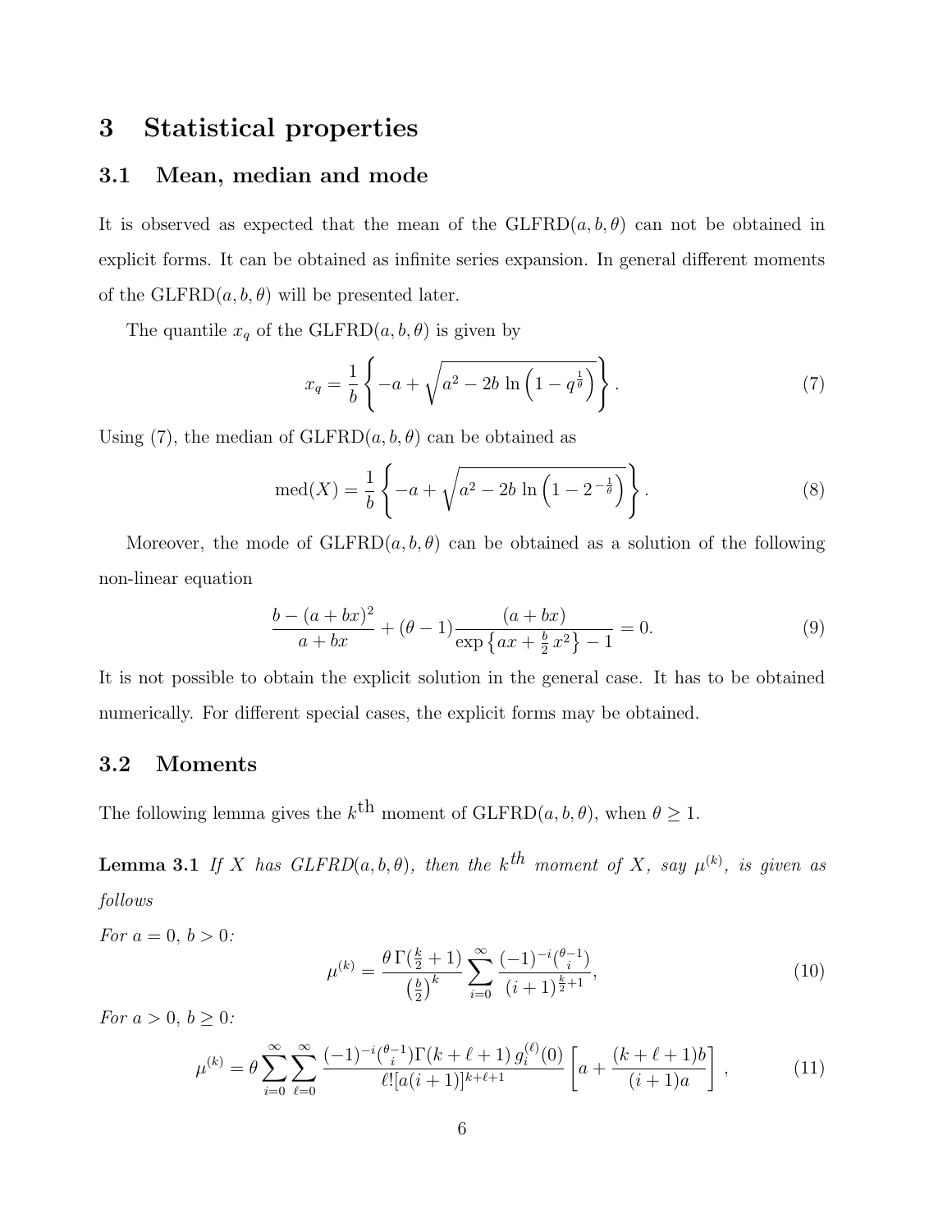# 3 Statistical properties

## 3.1 Mean, median and mode

It is observed as expected that the mean of the GLFRD$(a, b, \theta)$ can not be obtained in explicit forms. It can be obtained as infinite series expansion. In general different moments of the GLFRD$(a, b, \theta)$ will be presented later.

The quantile $x_q$ of the GLFRD$(a, b, \theta)$ is given by

$$x_q = \frac{1}{b}\left\{-a + \sqrt{a^2 - 2b\,\ln\left(1 - q^{\frac{1}{\theta}}\right)}\right\}. \tag{7}$$

Using (7), the median of GLFRD$(a, b, \theta)$ can be obtained as

$$\text{med}(X) = \frac{1}{b}\left\{-a + \sqrt{a^2 - 2b\,\ln\left(1 - 2^{-\frac{1}{\theta}}\right)}\right\}. \tag{8}$$

Moreover, the mode of GLFRD$(a, b, \theta)$ can be obtained as a solution of the following non-linear equation

$$\frac{b - (a+bx)^2}{a+bx} + (\theta - 1)\frac{(a+bx)}{\exp\left\{ax + \frac{b}{2}\,x^2\right\} - 1} = 0. \tag{9}$$

It is not possible to obtain the explicit solution in the general case. It has to be obtained numerically. For different special cases, the explicit forms may be obtained.

## 3.2 Moments

The following lemma gives the $k^{\text{th}}$ moment of GLFRD$(a, b, \theta)$, when $\theta \geq 1$.

**Lemma 3.1** *If $X$ has GLFRD$(a, b, \theta)$, then the $k^{th}$ moment of $X$, say $\mu^{(k)}$, is given as follows*

*For $a = 0$, $b > 0$:*

$$\mu^{(k)} = \frac{\theta\,\Gamma(\frac{k}{2}+1)}{\left(\frac{b}{2}\right)^k}\sum_{i=0}^{\infty}\frac{(-1)^{-i}\binom{\theta-1}{i}}{(i+1)^{\frac{k}{2}+1}}, \tag{10}$$

*For $a > 0$, $b \geq 0$:*

$$\mu^{(k)} = \theta\sum_{i=0}^{\infty}\sum_{\ell=0}^{\infty}\frac{(-1)^{-i}\binom{\theta-1}{i}\Gamma(k+\ell+1)\,g_i^{(\ell)}(0)}{\ell![a(i+1)]^{k+\ell+1}}\left[a + \frac{(k+\ell+1)b}{(i+1)a}\right], \tag{11}$$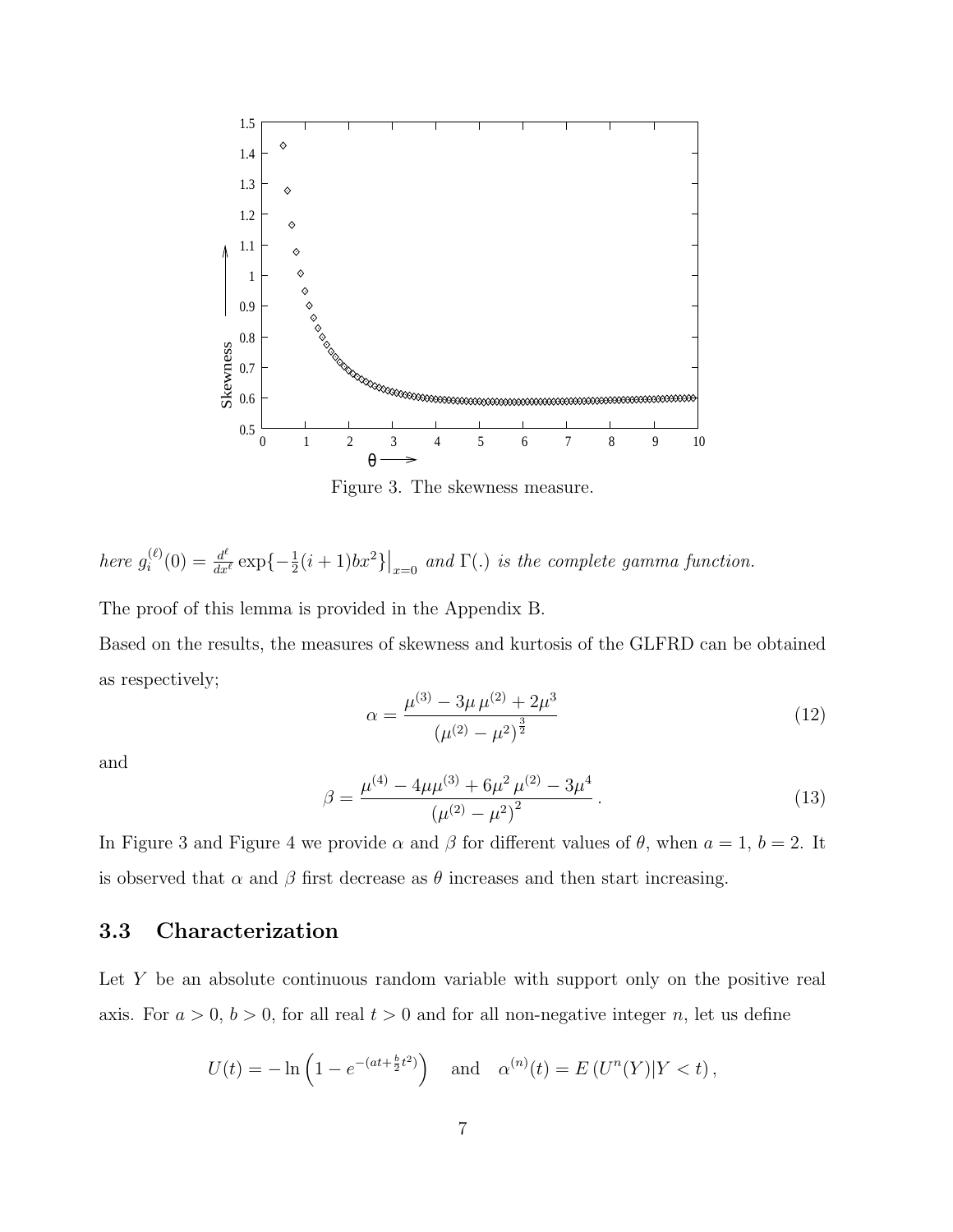Figure 3. The skewness measure.

*here* $g_i^{(\ell)}(0) = \frac{d^\ell}{dx^\ell} \exp\{-\frac{1}{2}(i+1)bx^2\}\big|_{x=0}$ *and* $\Gamma(.)$ *is the complete gamma function.*

The proof of this lemma is provided in the Appendix B.

Based on the results, the measures of skewness and kurtosis of the GLFRD can be obtained as respectively;

$$\alpha = \frac{\mu^{(3)} - 3\mu\,\mu^{(2)} + 2\mu^3}{\left(\mu^{(2)} - \mu^2\right)^{\frac{3}{2}}} \tag{12}$$

and

$$\beta = \frac{\mu^{(4)} - 4\mu\mu^{(3)} + 6\mu^2\,\mu^{(2)} - 3\mu^4}{\left(\mu^{(2)} - \mu^2\right)^2}\,. \tag{13}$$

In Figure 3 and Figure 4 we provide $\alpha$ and $\beta$ for different values of $\theta$, when $a = 1$, $b = 2$. It is observed that $\alpha$ and $\beta$ first decrease as $\theta$ increases and then start increasing.

### 3.3 Characterization

Let $Y$ be an absolute continuous random variable with support only on the positive real axis. For $a > 0$, $b > 0$, for all real $t > 0$ and for all non-negative integer $n$, let us define

$$U(t) = -\ln\left(1 - e^{-(at + \frac{b}{2}t^2)}\right) \quad \text{and} \quad \alpha^{(n)}(t) = E\left(U^n(Y)|Y < t\right),$$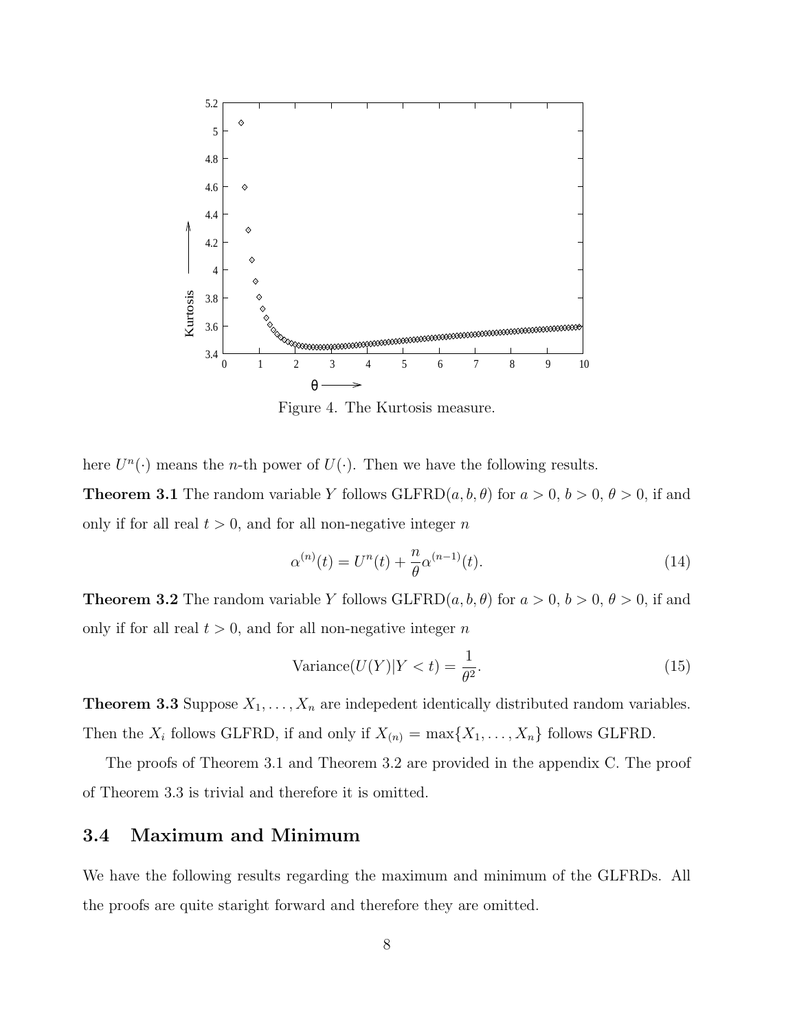Figure 4. The Kurtosis measure.

here $U^n(\cdot)$ means the $n$-th power of $U(\cdot)$. Then we have the following results.

**Theorem 3.1** The random variable $Y$ follows GLFRD$(a, b, \theta)$ for $a > 0$, $b > 0$, $\theta > 0$, if and only if for all real $t > 0$, and for all non-negative integer $n$

$$\alpha^{(n)}(t) = U^n(t) + \frac{n}{\theta}\alpha^{(n-1)}(t). \tag{14}$$

**Theorem 3.2** The random variable $Y$ follows GLFRD$(a, b, \theta)$ for $a > 0$, $b > 0$, $\theta > 0$, if and only if for all real $t > 0$, and for all non-negative integer $n$

$$\text{Variance}(U(Y)|Y < t) = \frac{1}{\theta^2}. \tag{15}$$

**Theorem 3.3** Suppose $X_1, \ldots, X_n$ are indepedent identically distributed random variables. Then the $X_i$ follows GLFRD, if and only if $X_{(n)} = \max\{X_1, \ldots, X_n\}$ follows GLFRD.

The proofs of Theorem 3.1 and Theorem 3.2 are provided in the appendix C. The proof of Theorem 3.3 is trivial and therefore it is omitted.

## 3.4 Maximum and Minimum

We have the following results regarding the maximum and minimum of the GLFRDs. All the proofs are quite staright forward and therefore they are omitted.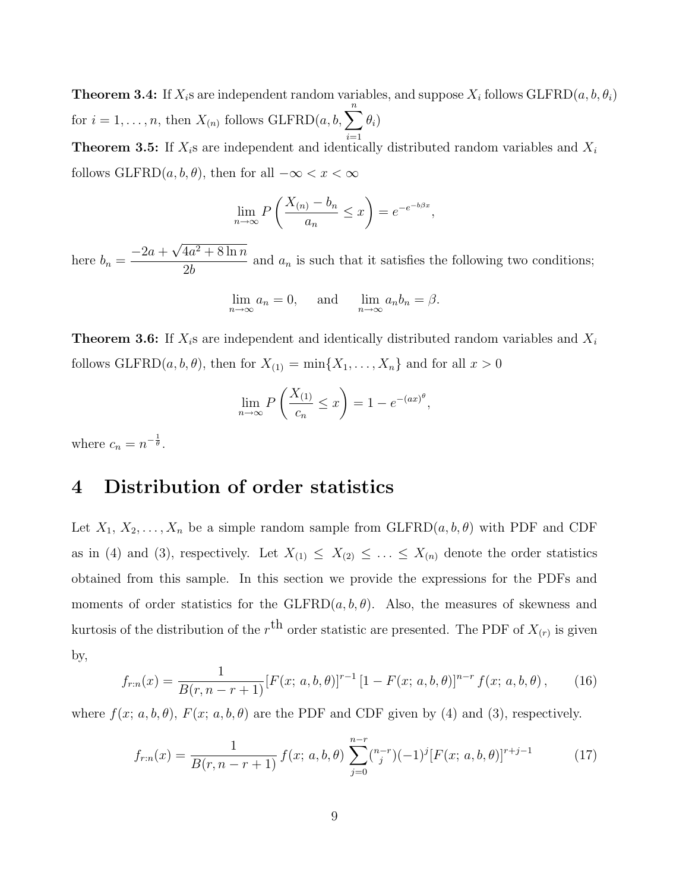**Theorem 3.4:** If $X_i$s are independent random variables, and suppose $X_i$ follows GLFRD$(a, b, \theta_i)$ for $i = 1, \ldots, n$, then $X_{(n)}$ follows GLFRD$(a, b, \sum_{i=1}^{n} \theta_i)$

**Theorem 3.5:** If $X_i$s are independent and identically distributed random variables and $X_i$ follows GLFRD$(a, b, \theta)$, then for all $-\infty < x < \infty$

$$\lim_{n \to \infty} P\left(\frac{X_{(n)} - b_n}{a_n} \leq x\right) = e^{-e^{-b\beta x}},$$

here $b_n = \dfrac{-2a + \sqrt{4a^2 + 8 \ln n}}{2b}$ and $a_n$ is such that it satisfies the following two conditions;

$$\lim_{n \to \infty} a_n = 0, \quad \text{and} \quad \lim_{n \to \infty} a_n b_n = \beta.$$

**Theorem 3.6:** If $X_i$s are independent and identically distributed random variables and $X_i$ follows GLFRD$(a, b, \theta)$, then for $X_{(1)} = \min\{X_1, \ldots, X_n\}$ and for all $x > 0$

$$\lim_{n \to \infty} P\left(\frac{X_{(1)}}{c_n} \leq x\right) = 1 - e^{-(ax)^{\theta}},$$

where $c_n = n^{-\frac{1}{\theta}}$.

# 4 Distribution of order statistics

Let $X_1, X_2, \ldots, X_n$ be a simple random sample from GLFRD$(a, b, \theta)$ with PDF and CDF as in (4) and (3), respectively. Let $X_{(1)} \leq X_{(2)} \leq \ldots \leq X_{(n)}$ denote the order statistics obtained from this sample. In this section we provide the expressions for the PDFs and moments of order statistics for the GLFRD$(a, b, \theta)$. Also, the measures of skewness and kurtosis of the distribution of the $r^{\text{th}}$ order statistic are presented. The PDF of $X_{(r)}$ is given by,

$$f_{r:n}(x) = \frac{1}{B(r, n-r+1)} [F(x;\, a, b, \theta)]^{r-1} [1 - F(x;\, a, b, \theta)]^{n-r} f(x;\, a, b, \theta), \tag{16}$$

where $f(x;\, a, b, \theta)$, $F(x;\, a, b, \theta)$ are the PDF and CDF given by (4) and (3), respectively.

$$f_{r:n}(x) = \frac{1}{B(r, n-r+1)} f(x;\, a, b, \theta) \sum_{j=0}^{n-r} \binom{n-r}{j} (-1)^j [F(x;\, a, b, \theta)]^{r+j-1} \tag{17}$$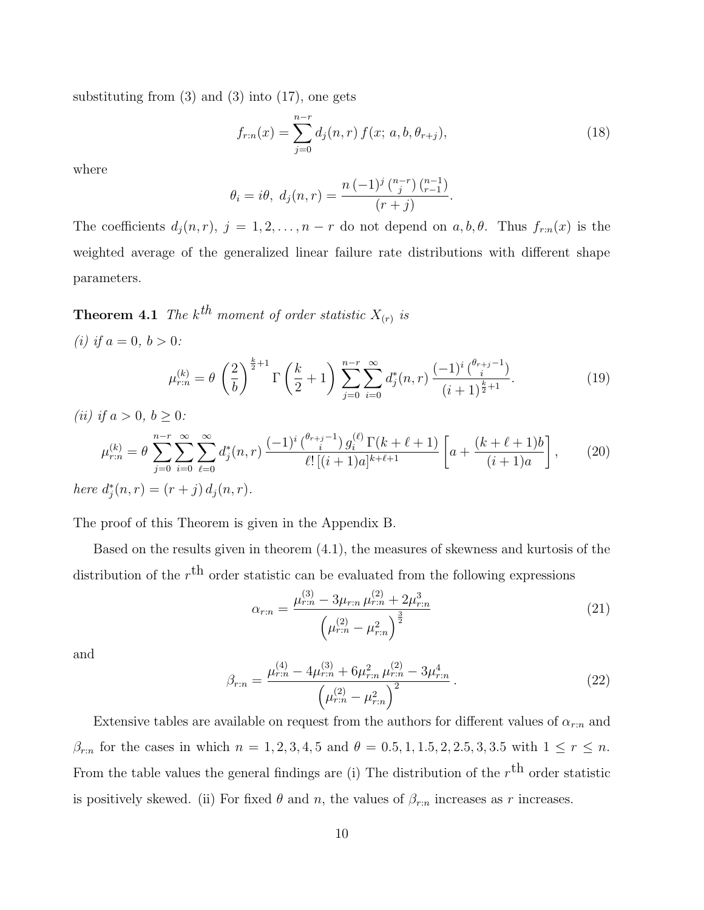substituting from (3) and (3) into (17), one gets

$$f_{r:n}(x) = \sum_{j=0}^{n-r} d_j(n,r)\, f(x;\, a, b, \theta_{r+j}), \tag{18}$$

where

$$\theta_i = i\theta,\ d_j(n,r) = \frac{n\,(-1)^j \binom{n-r}{j}\binom{n-1}{r-1}}{(r+j)}.$$

The coefficients $d_j(n,r)$, $j = 1, 2, \ldots, n-r$ do not depend on $a, b, \theta$. Thus $f_{r:n}(x)$ is the weighted average of the generalized linear failure rate distributions with different shape parameters.

**Theorem 4.1** *The $k^{th}$ moment of order statistic $X_{(r)}$ is*

*(i) if $a = 0$, $b > 0$:*

$$\mu_{r:n}^{(k)} = \theta \left(\frac{2}{b}\right)^{\frac{k}{2}+1} \Gamma\left(\frac{k}{2}+1\right) \sum_{j=0}^{n-r}\sum_{i=0}^{\infty} d_j^*(n,r)\, \frac{(-1)^i \binom{\theta_{r+j}-1}{i}}{(i+1)^{\frac{k}{2}+1}}. \tag{19}$$

*(ii) if $a > 0$, $b \geq 0$:*

$$\mu_{r:n}^{(k)} = \theta \sum_{j=0}^{n-r}\sum_{i=0}^{\infty}\sum_{\ell=0}^{\infty} d_j^*(n,r)\, \frac{(-1)^i \binom{\theta_{r+j}-1}{i}\, g_i^{(\ell)}\, \Gamma(k+\ell+1)}{\ell!\,[(i+1)a]^{k+\ell+1}} \left[a + \frac{(k+\ell+1)b}{(i+1)a}\right], \tag{20}$$

*here $d_j^*(n,r) = (r+j)\, d_j(n,r)$.*

The proof of this Theorem is given in the Appendix B.

Based on the results given in theorem (4.1), the measures of skewness and kurtosis of the distribution of the $r^{\text{th}}$ order statistic can be evaluated from the following expressions

$$\alpha_{r:n} = \frac{\mu_{r:n}^{(3)} - 3\mu_{r:n}\,\mu_{r:n}^{(2)} + 2\mu_{r:n}^3}{\left(\mu_{r:n}^{(2)} - \mu_{r:n}^2\right)^{\frac{3}{2}}} \tag{21}$$

and

$$\beta_{r:n} = \frac{\mu_{r:n}^{(4)} - 4\mu_{r:n}^{(3)} + 6\mu_{r:n}^2\,\mu_{r:n}^{(2)} - 3\mu_{r:n}^4}{\left(\mu_{r:n}^{(2)} - \mu_{r:n}^2\right)^2}. \tag{22}$$

Extensive tables are available on request from the authors for different values of $\alpha_{r:n}$ and $\beta_{r:n}$ for the cases in which $n = 1, 2, 3, 4, 5$ and $\theta = 0.5, 1, 1.5, 2, 2.5, 3, 3.5$ with $1 \leq r \leq n$. From the table values the general findings are (i) The distribution of the $r^{\text{th}}$ order statistic is positively skewed. (ii) For fixed $\theta$ and $n$, the values of $\beta_{r:n}$ increases as $r$ increases.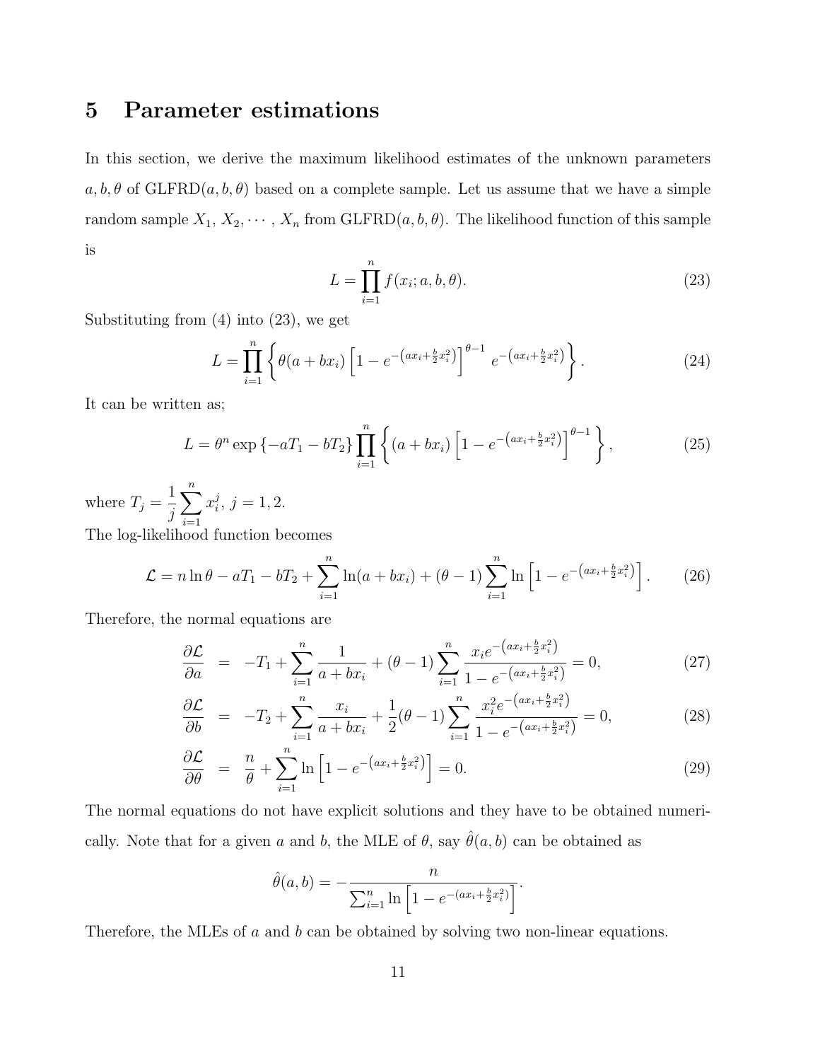# 5 Parameter estimations

In this section, we derive the maximum likelihood estimates of the unknown parameters $a, b, \theta$ of GLFRD$(a, b, \theta)$ based on a complete sample. Let us assume that we have a simple random sample $X_1, X_2, \cdots, X_n$ from GLFRD$(a, b, \theta)$. The likelihood function of this sample is

$$L = \prod_{i=1}^{n} f(x_i; a, b, \theta). \tag{23}$$

Substituting from (4) into (23), we get

$$L = \prod_{i=1}^{n} \left\{ \theta(a + bx_i) \left[1 - e^{-\left(ax_i + \frac{b}{2}x_i^2\right)}\right]^{\theta - 1} e^{-\left(ax_i + \frac{b}{2}x_i^2\right)} \right\}. \tag{24}$$

It can be written as;

$$L = \theta^n \exp\left\{-aT_1 - bT_2\right\} \prod_{i=1}^{n} \left\{ (a + bx_i) \left[1 - e^{-\left(ax_i + \frac{b}{2}x_i^2\right)}\right]^{\theta - 1} \right\}, \tag{25}$$

where $T_j = \dfrac{1}{j} \displaystyle\sum_{i=1}^{n} x_i^j$, $j = 1, 2$.

The log-likelihood function becomes

$$\mathcal{L} = n \ln \theta - aT_1 - bT_2 + \sum_{i=1}^{n} \ln(a + bx_i) + (\theta - 1) \sum_{i=1}^{n} \ln\left[1 - e^{-\left(ax_i + \frac{b}{2}x_i^2\right)}\right]. \tag{26}$$

Therefore, the normal equations are

$$\frac{\partial \mathcal{L}}{\partial a} = -T_1 + \sum_{i=1}^{n} \frac{1}{a + bx_i} + (\theta - 1) \sum_{i=1}^{n} \frac{x_i e^{-\left(ax_i + \frac{b}{2}x_i^2\right)}}{1 - e^{-\left(ax_i + \frac{b}{2}x_i^2\right)}} = 0, \tag{27}$$

$$\frac{\partial \mathcal{L}}{\partial b} = -T_2 + \sum_{i=1}^{n} \frac{x_i}{a + bx_i} + \frac{1}{2}(\theta - 1) \sum_{i=1}^{n} \frac{x_i^2 e^{-\left(ax_i + \frac{b}{2}x_i^2\right)}}{1 - e^{-\left(ax_i + \frac{b}{2}x_i^2\right)}} = 0, \tag{28}$$

$$\frac{\partial \mathcal{L}}{\partial \theta} = \frac{n}{\theta} + \sum_{i=1}^{n} \ln\left[1 - e^{-\left(ax_i + \frac{b}{2}x_i^2\right)}\right] = 0. \tag{29}$$

The normal equations do not have explicit solutions and they have to be obtained numerically. Note that for a given $a$ and $b$, the MLE of $\theta$, say $\hat{\theta}(a, b)$ can be obtained as

$$\hat{\theta}(a, b) = -\frac{n}{\sum_{i=1}^{n} \ln\left[1 - e^{-(ax_i + \frac{b}{2}x_i^2)}\right]}.$$

Therefore, the MLEs of $a$ and $b$ can be obtained by solving two non-linear equations.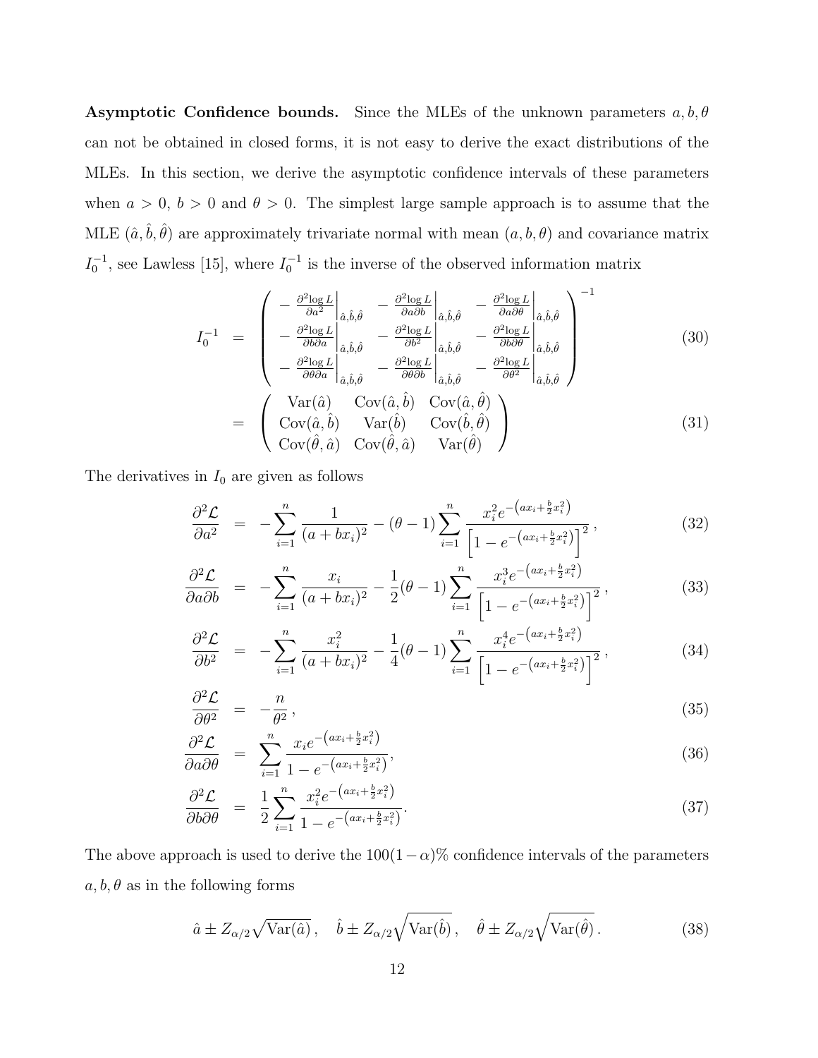**Asymptotic Confidence bounds.** Since the MLEs of the unknown parameters $a, b, \theta$ can not be obtained in closed forms, it is not easy to derive the exact distributions of the MLEs. In this section, we derive the asymptotic confidence intervals of these parameters when $a > 0$, $b > 0$ and $\theta > 0$. The simplest large sample approach is to assume that the MLE $(\hat{a}, \hat{b}, \hat{\theta})$ are approximately trivariate normal with mean $(a, b, \theta)$ and covariance matrix $I_0^{-1}$, see Lawless [15], where $I_0^{-1}$ is the inverse of the observed information matrix

$$
\begin{aligned}
I_0^{-1} &= \begin{pmatrix} -\left.\frac{\partial^2 \log L}{\partial a^2}\right|_{\hat{a},\hat{b},\hat{\theta}} & -\left.\frac{\partial^2 \log L}{\partial a \partial b}\right|_{\hat{a},\hat{b},\hat{\theta}} & -\left.\frac{\partial^2 \log L}{\partial a \partial \theta}\right|_{\hat{a},\hat{b},\hat{\theta}} \\ -\left.\frac{\partial^2 \log L}{\partial b \partial a}\right|_{\hat{a},\hat{b},\hat{\theta}} & -\left.\frac{\partial^2 \log L}{\partial b^2}\right|_{\hat{a},\hat{b},\hat{\theta}} & -\left.\frac{\partial^2 \log L}{\partial b \partial \theta}\right|_{\hat{a},\hat{b},\hat{\theta}} \\ -\left.\frac{\partial^2 \log L}{\partial \theta \partial a}\right|_{\hat{a},\hat{b},\hat{\theta}} & -\left.\frac{\partial^2 \log L}{\partial \theta \partial b}\right|_{\hat{a},\hat{b},\hat{\theta}} & -\left.\frac{\partial^2 \log L}{\partial \theta^2}\right|_{\hat{a},\hat{b},\hat{\theta}} \end{pmatrix}^{-1} \qquad (30) \\
&= \begin{pmatrix} \mathrm{Var}(\hat{a}) & \mathrm{Cov}(\hat{a}, \hat{b}) & \mathrm{Cov}(\hat{a}, \hat{\theta}) \\ \mathrm{Cov}(\hat{a}, \hat{b}) & \mathrm{Var}(\hat{b}) & \mathrm{Cov}(\hat{b}, \hat{\theta}) \\ \mathrm{Cov}(\hat{\theta}, \hat{a}) & \mathrm{Cov}(\hat{\theta}, \hat{a}) & \mathrm{Var}(\hat{\theta}) \end{pmatrix} \qquad (31)
\end{aligned}
$$

The derivatives in $I_0$ are given as follows

$$
\frac{\partial^2 \mathcal{L}}{\partial a^2} = -\sum_{i=1}^{n} \frac{1}{(a + bx_i)^2} - (\theta - 1) \sum_{i=1}^{n} \frac{x_i^2 e^{-\left(ax_i + \frac{b}{2}x_i^2\right)}}{\left[1 - e^{-\left(ax_i + \frac{b}{2}x_i^2\right)}\right]^2}, \qquad (32)
$$

$$
\frac{\partial^2 \mathcal{L}}{\partial a \partial b} = -\sum_{i=1}^{n} \frac{x_i}{(a + bx_i)^2} - \frac{1}{2}(\theta - 1) \sum_{i=1}^{n} \frac{x_i^3 e^{-\left(ax_i + \frac{b}{2}x_i^2\right)}}{\left[1 - e^{-\left(ax_i + \frac{b}{2}x_i^2\right)}\right]^2}, \qquad (33)
$$

$$
\frac{\partial^2 \mathcal{L}}{\partial b^2} = -\sum_{i=1}^{n} \frac{x_i^2}{(a + bx_i)^2} - \frac{1}{4}(\theta - 1) \sum_{i=1}^{n} \frac{x_i^4 e^{-\left(ax_i + \frac{b}{2}x_i^2\right)}}{\left[1 - e^{-\left(ax_i + \frac{b}{2}x_i^2\right)}\right]^2}, \qquad (34)
$$

$$
\frac{\partial^2 \mathcal{L}}{\partial \theta^2} = -\frac{n}{\theta^2}, \qquad (35)
$$

$$
\frac{\partial^2 \mathcal{L}}{\partial a \partial \theta} = \sum_{i=1}^{n} \frac{x_i e^{-\left(ax_i + \frac{b}{2}x_i^2\right)}}{1 - e^{-\left(ax_i + \frac{b}{2}x_i^2\right)}}, \qquad (36)
$$

$$
\frac{\partial^2 \mathcal{L}}{\partial b \partial \theta} = \frac{1}{2} \sum_{i=1}^{n} \frac{x_i^2 e^{-\left(ax_i + \frac{b}{2}x_i^2\right)}}{1 - e^{-\left(ax_i + \frac{b}{2}x_i^2\right)}}. \qquad (37)
$$

The above approach is used to derive the $100(1-\alpha)\%$ confidence intervals of the parameters $a, b, \theta$ as in the following forms

$$
\hat{a} \pm Z_{\alpha/2}\sqrt{\mathrm{Var}(\hat{a})}, \quad \hat{b} \pm Z_{\alpha/2}\sqrt{\mathrm{Var}(\hat{b})}, \quad \hat{\theta} \pm Z_{\alpha/2}\sqrt{\mathrm{Var}(\hat{\theta})}. \qquad (38)
$$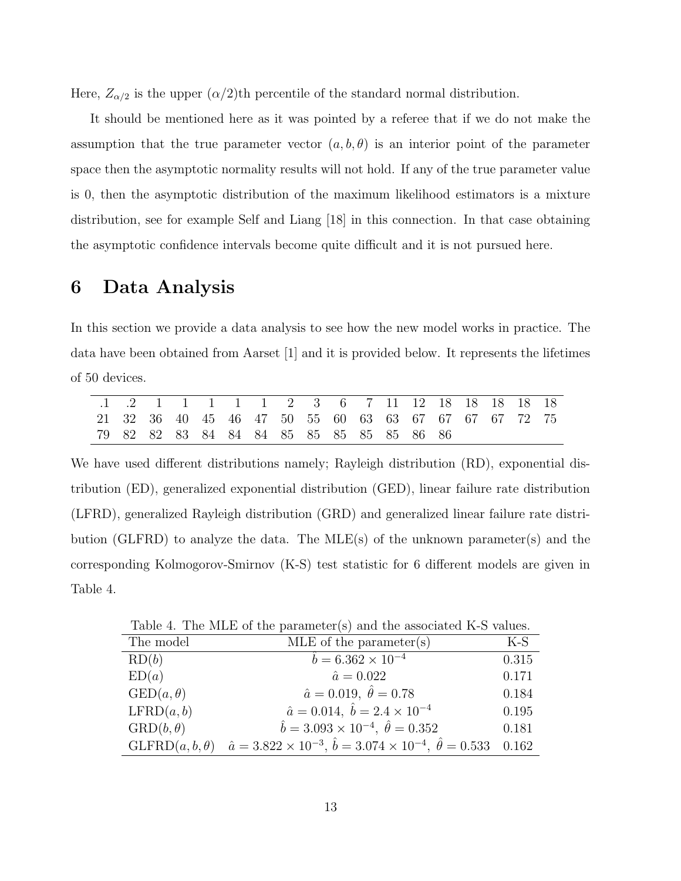Here, $Z_{\alpha/2}$ is the upper $(\alpha/2)$th percentile of the standard normal distribution.

It should be mentioned here as it was pointed by a referee that if we do not make the assumption that the true parameter vector $(a, b, \theta)$ is an interior point of the parameter space then the asymptotic normality results will not hold. If any of the true parameter value is 0, then the asymptotic distribution of the maximum likelihood estimators is a mixture distribution, see for example Self and Liang [18] in this connection. In that case obtaining the asymptotic confidence intervals become quite difficult and it is not pursued here.

# 6 Data Analysis

In this section we provide a data analysis to see how the new model works in practice. The data have been obtained from Aarset [1] and it is provided below. It represents the lifetimes of 50 devices.

| | | | | | | | | | | | | | | | | | |
|---|---|---|---|---|---|---|---|---|---|---|---|---|---|---|---|---|---|
| .1 | .2 | 1 | 1 | 1 | 1 | 1 | 2 | 3 | 6 | 7 | 11 | 12 | 18 | 18 | 18 | 18 | 18 |
| 21 | 32 | 36 | 40 | 45 | 46 | 47 | 50 | 55 | 60 | 63 | 63 | 67 | 67 | 67 | 67 | 72 | 75 |
| 79 | 82 | 82 | 83 | 84 | 84 | 84 | 85 | 85 | 85 | 85 | 85 | 86 | 86 | | | | |

We have used different distributions namely; Rayleigh distribution (RD), exponential distribution (ED), generalized exponential distribution (GED), linear failure rate distribution (LFRD), generalized Rayleigh distribution (GRD) and generalized linear failure rate distribution (GLFRD) to analyze the data. The MLE(s) of the unknown parameter(s) and the corresponding Kolmogorov-Smirnov (K-S) test statistic for 6 different models are given in Table 4.

Table 4. The MLE of the parameter(s) and the associated K-S values.

| The model | MLE of the parameter(s) | K-S |
|---|---|---|
| RD$(b)$ | $\hat{b} = 6.362 \times 10^{-4}$ | 0.315 |
| ED$(a)$ | $\hat{a} = 0.022$ | 0.171 |
| GED$(a, \theta)$ | $\hat{a} = 0.019,\ \hat{\theta} = 0.78$ | 0.184 |
| LFRD$(a, b)$ | $\hat{a} = 0.014,\ \hat{b} = 2.4 \times 10^{-4}$ | 0.195 |
| GRD$(b, \theta)$ | $\hat{b} = 3.093 \times 10^{-4},\ \hat{\theta} = 0.352$ | 0.181 |
| GLFRD$(a, b, \theta)$ | $\hat{a} = 3.822 \times 10^{-3},\ \hat{b} = 3.074 \times 10^{-4},\ \hat{\theta} = 0.533$ | 0.162 |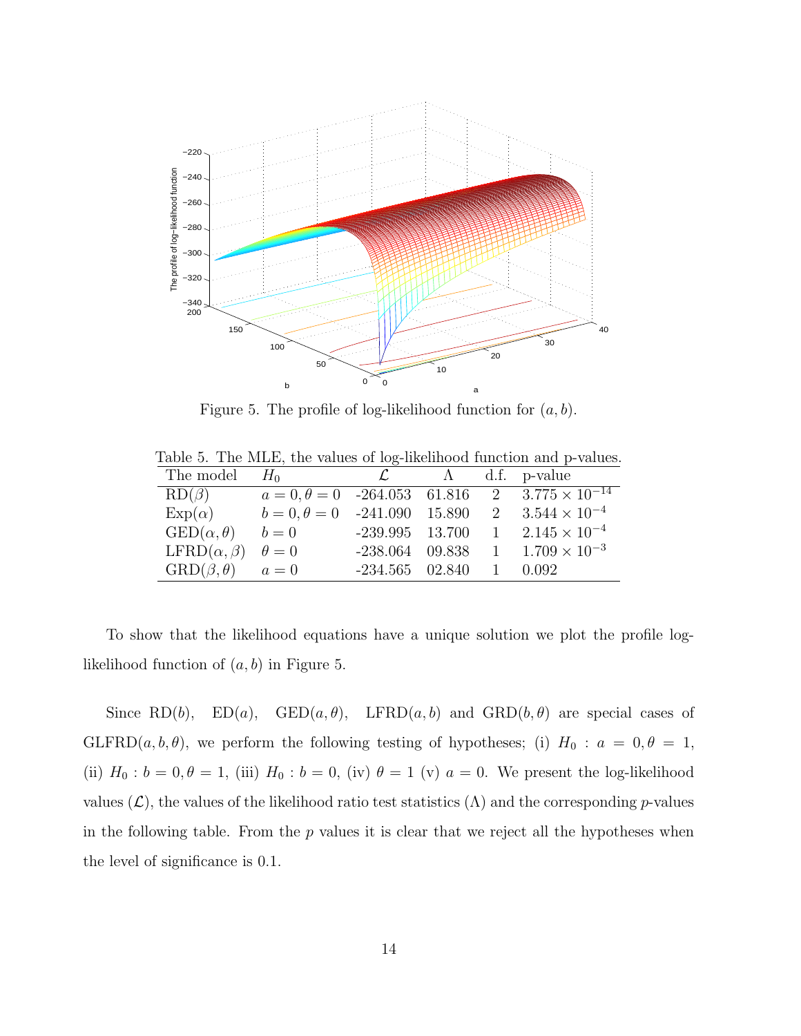Figure 5. The profile of log-likelihood function for $(a, b)$.

Table 5. The MLE, the values of log-likelihood function and p-values.

| The model | $H_0$ | $\mathcal{L}$ | $\Lambda$ | d.f. | p-value |
|---|---|---|---|---|---|
| RD($\beta$) | $a = 0, \theta = 0$ | -264.053 | 61.816 | 2 | $3.775 \times 10^{-14}$ |
| Exp($\alpha$) | $b = 0, \theta = 0$ | -241.090 | 15.890 | 2 | $3.544 \times 10^{-4}$ |
| GED($\alpha, \theta$) | $b = 0$ | -239.995 | 13.700 | 1 | $2.145 \times 10^{-4}$ |
| LFRD($\alpha, \beta$) | $\theta = 0$ | -238.064 | 09.838 | 1 | $1.709 \times 10^{-3}$ |
| GRD($\beta, \theta$) | $a = 0$ | -234.565 | 02.840 | 1 | 0.092 |

To show that the likelihood equations have a unique solution we plot the profile log-likelihood function of $(a, b)$ in Figure 5.

Since RD($b$), ED($a$), GED($a, \theta$), LFRD($a, b$) and GRD($b, \theta$) are special cases of GLFRD($a, b, \theta$), we perform the following testing of hypotheses; (i) $H_0 : a = 0, \theta = 1$, (ii) $H_0 : b = 0, \theta = 1$, (iii) $H_0 : b = 0$, (iv) $\theta = 1$ (v) $a = 0$. We present the log-likelihood values ($\mathcal{L}$), the values of the likelihood ratio test statistics ($\Lambda$) and the corresponding $p$-values in the following table. From the $p$ values it is clear that we reject all the hypotheses when the level of significance is 0.1.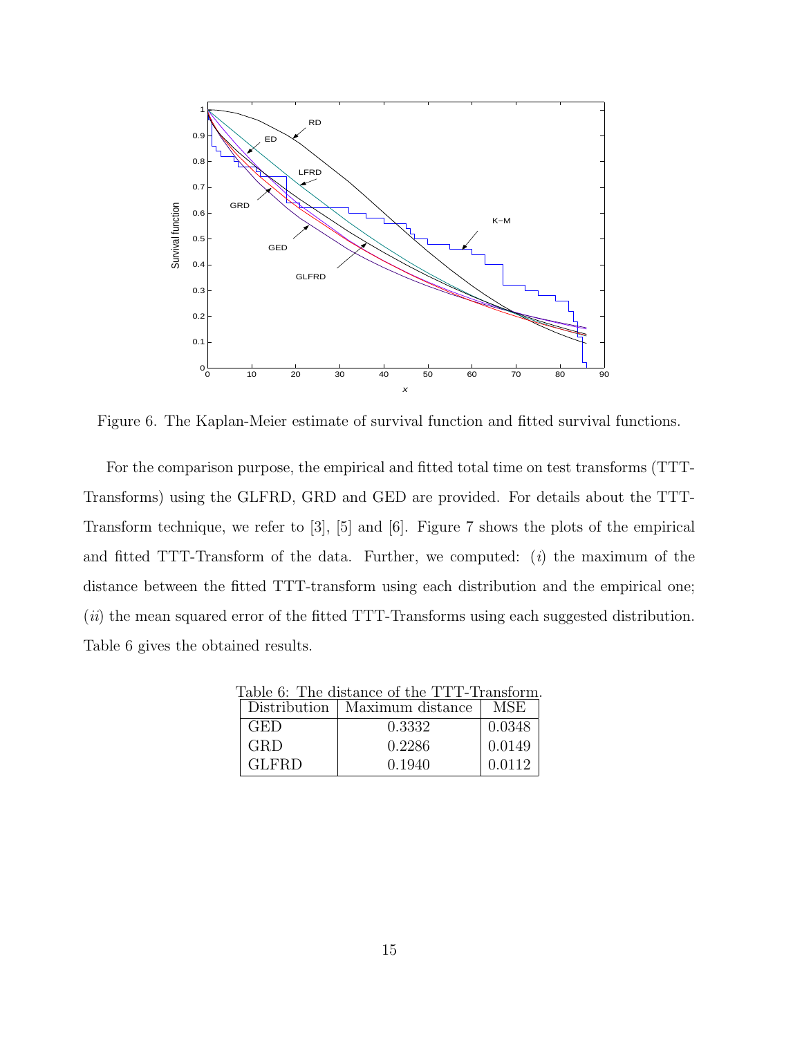Figure 6. The Kaplan-Meier estimate of survival function and fitted survival functions.

For the comparison purpose, the empirical and fitted total time on test transforms (TTT-Transforms) using the GLFRD, GRD and GED are provided. For details about the TTT-Transform technique, we refer to [3], [5] and [6]. Figure 7 shows the plots of the empirical and fitted TTT-Transform of the data. Further, we computed: $(i)$ the maximum of the distance between the fitted TTT-transform using each distribution and the empirical one; $(ii)$ the mean squared error of the fitted TTT-Transforms using each suggested distribution. Table 6 gives the obtained results.

Table 6: The distance of the TTT-Transform.

| Distribution | Maximum distance | MSE |
|---|---|---|
| GED | 0.3332 | 0.0348 |
| GRD | 0.2286 | 0.0149 |
| GLFRD | 0.1940 | 0.0112 |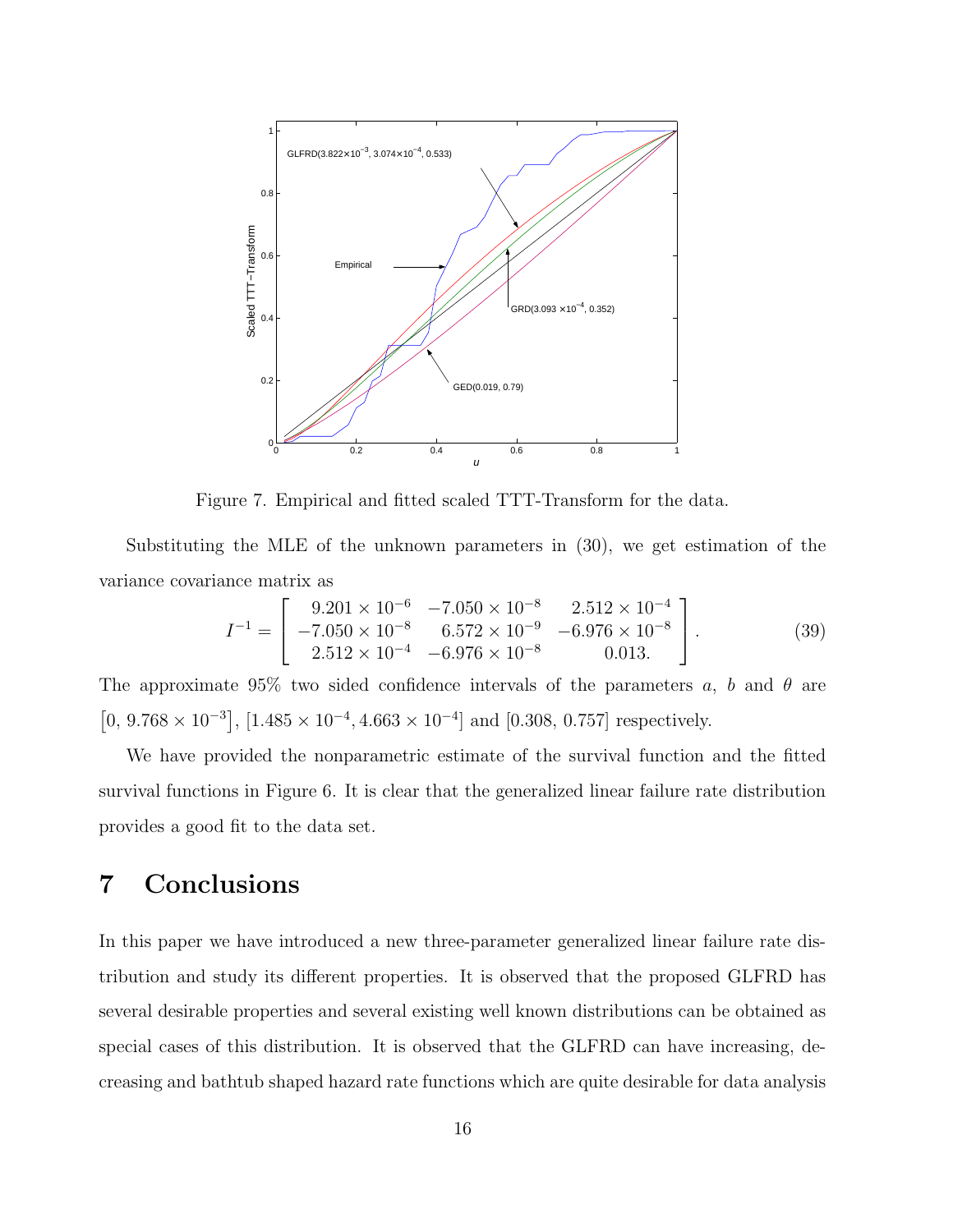Figure 7. Empirical and fitted scaled TTT-Transform for the data.

Substituting the MLE of the unknown parameters in (30), we get estimation of the variance covariance matrix as

$$I^{-1} = \begin{bmatrix} 9.201 \times 10^{-6} & -7.050 \times 10^{-8} & 2.512 \times 10^{-4} \\ -7.050 \times 10^{-8} & 6.572 \times 10^{-9} & -6.976 \times 10^{-8} \\ 2.512 \times 10^{-4} & -6.976 \times 10^{-8} & 0.013. \end{bmatrix}. \tag{39}$$

The approximate 95% two sided confidence intervals of the parameters $a$, $b$ and $\theta$ are $\left[0,\, 9.768 \times 10^{-3}\right]$, $[1.485 \times 10^{-4}, 4.663 \times 10^{-4}]$ and $[0.308,\, 0.757]$ respectively.

We have provided the nonparametric estimate of the survival function and the fitted survival functions in Figure 6. It is clear that the generalized linear failure rate distribution provides a good fit to the data set.

# 7 Conclusions

In this paper we have introduced a new three-parameter generalized linear failure rate distribution and study its different properties. It is observed that the proposed GLFRD has several desirable properties and several existing well known distributions can be obtained as special cases of this distribution. It is observed that the GLFRD can have increasing, decreasing and bathtub shaped hazard rate functions which are quite desirable for data analysis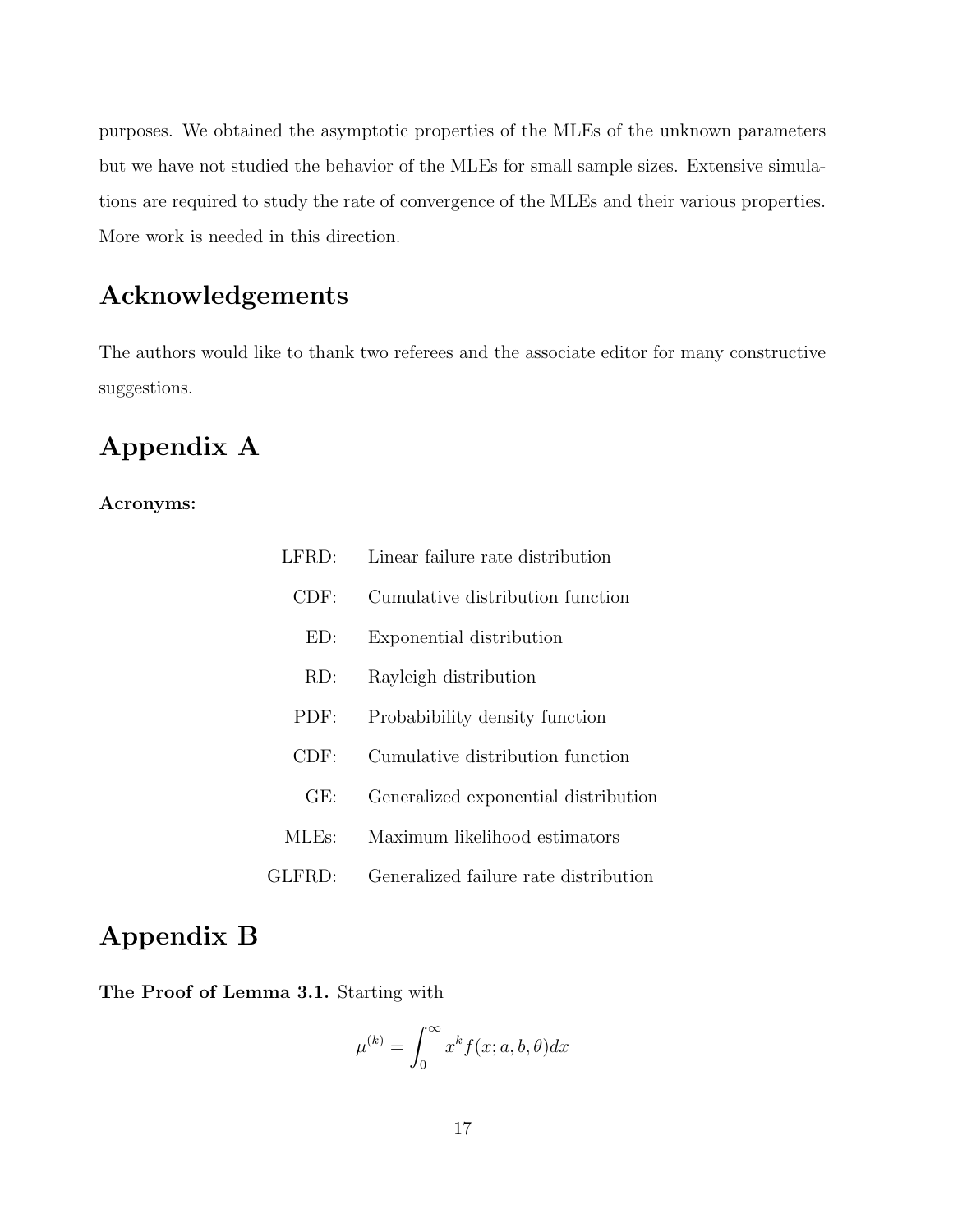purposes. We obtained the asymptotic properties of the MLEs of the unknown parameters but we have not studied the behavior of the MLEs for small sample sizes. Extensive simulations are required to study the rate of convergence of the MLEs and their various properties. More work is needed in this direction.

# Acknowledgements

The authors would like to thank two referees and the associate editor for many constructive suggestions.

# Appendix A

**Acronyms:**

| | |
|---:|---|
| LFRD: | Linear failure rate distribution |
| CDF: | Cumulative distribution function |
| ED: | Exponential distribution |
| RD: | Rayleigh distribution |
| PDF: | Probabibility density function |
| CDF: | Cumulative distribution function |
| GE: | Generalized exponential distribution |
| MLEs: | Maximum likelihood estimators |
| GLFRD: | Generalized failure rate distribution |

# Appendix B

**The Proof of Lemma 3.1.** Starting with

$$\mu^{(k)} = \int_0^\infty x^k f(x; a, b, \theta) dx$$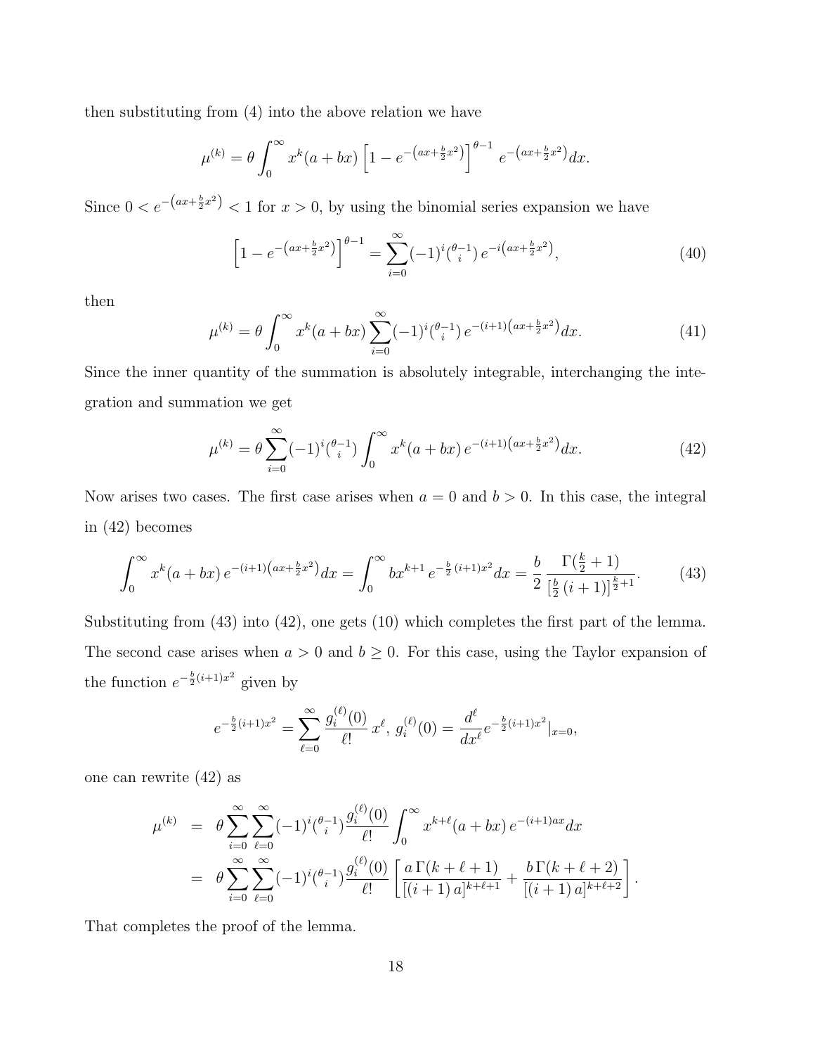then substituting from (4) into the above relation we have

$$\mu^{(k)} = \theta \int_0^\infty x^k (a+bx) \left[1 - e^{-\left(ax+\frac{b}{2}x^2\right)}\right]^{\theta-1} e^{-\left(ax+\frac{b}{2}x^2\right)} dx.$$

Since $0 < e^{-\left(ax+\frac{b}{2}x^2\right)} < 1$ for $x > 0$, by using the binomial series expansion we have

$$\left[1 - e^{-\left(ax+\frac{b}{2}x^2\right)}\right]^{\theta-1} = \sum_{i=0}^\infty (-1)^i \binom{\theta-1}{i} e^{-i\left(ax+\frac{b}{2}x^2\right)}, \tag{40}$$

then

$$\mu^{(k)} = \theta \int_0^\infty x^k (a+bx) \sum_{i=0}^\infty (-1)^i \binom{\theta-1}{i} e^{-(i+1)\left(ax+\frac{b}{2}x^2\right)} dx. \tag{41}$$

Since the inner quantity of the summation is absolutely integrable, interchanging the integration and summation we get

$$\mu^{(k)} = \theta \sum_{i=0}^\infty (-1)^i \binom{\theta-1}{i} \int_0^\infty x^k (a+bx)\, e^{-(i+1)\left(ax+\frac{b}{2}x^2\right)} dx. \tag{42}$$

Now arises two cases. The first case arises when $a = 0$ and $b > 0$. In this case, the integral in (42) becomes

$$\int_0^\infty x^k (a+bx)\, e^{-(i+1)\left(ax+\frac{b}{2}x^2\right)} dx = \int_0^\infty b x^{k+1}\, e^{-\frac{b}{2}(i+1)x^2} dx = \frac{b}{2} \frac{\Gamma(\frac{k}{2}+1)}{\left[\frac{b}{2}(i+1)\right]^{\frac{k}{2}+1}}. \tag{43}$$

Substituting from (43) into (42), one gets (10) which completes the first part of the lemma. The second case arises when $a > 0$ and $b \geq 0$. For this case, using the Taylor expansion of the function $e^{-\frac{b}{2}(i+1)x^2}$ given by

$$e^{-\frac{b}{2}(i+1)x^2} = \sum_{\ell=0}^\infty \frac{g_i^{(\ell)}(0)}{\ell!}\, x^\ell, \; g_i^{(\ell)}(0) = \frac{d^\ell}{dx^\ell} e^{-\frac{b}{2}(i+1)x^2}|_{x=0},$$

one can rewrite (42) as

$$\begin{aligned}
\mu^{(k)} &= \theta \sum_{i=0}^\infty \sum_{\ell=0}^\infty (-1)^i \binom{\theta-1}{i} \frac{g_i^{(\ell)}(0)}{\ell!} \int_0^\infty x^{k+\ell} (a+bx)\, e^{-(i+1)ax} dx \\
&= \theta \sum_{i=0}^\infty \sum_{\ell=0}^\infty (-1)^i \binom{\theta-1}{i} \frac{g_i^{(\ell)}(0)}{\ell!} \left[\frac{a\,\Gamma(k+\ell+1)}{[(i+1)\,a]^{k+\ell+1}} + \frac{b\,\Gamma(k+\ell+2)}{[(i+1)\,a]^{k+\ell+2}}\right].
\end{aligned}$$

That completes the proof of the lemma.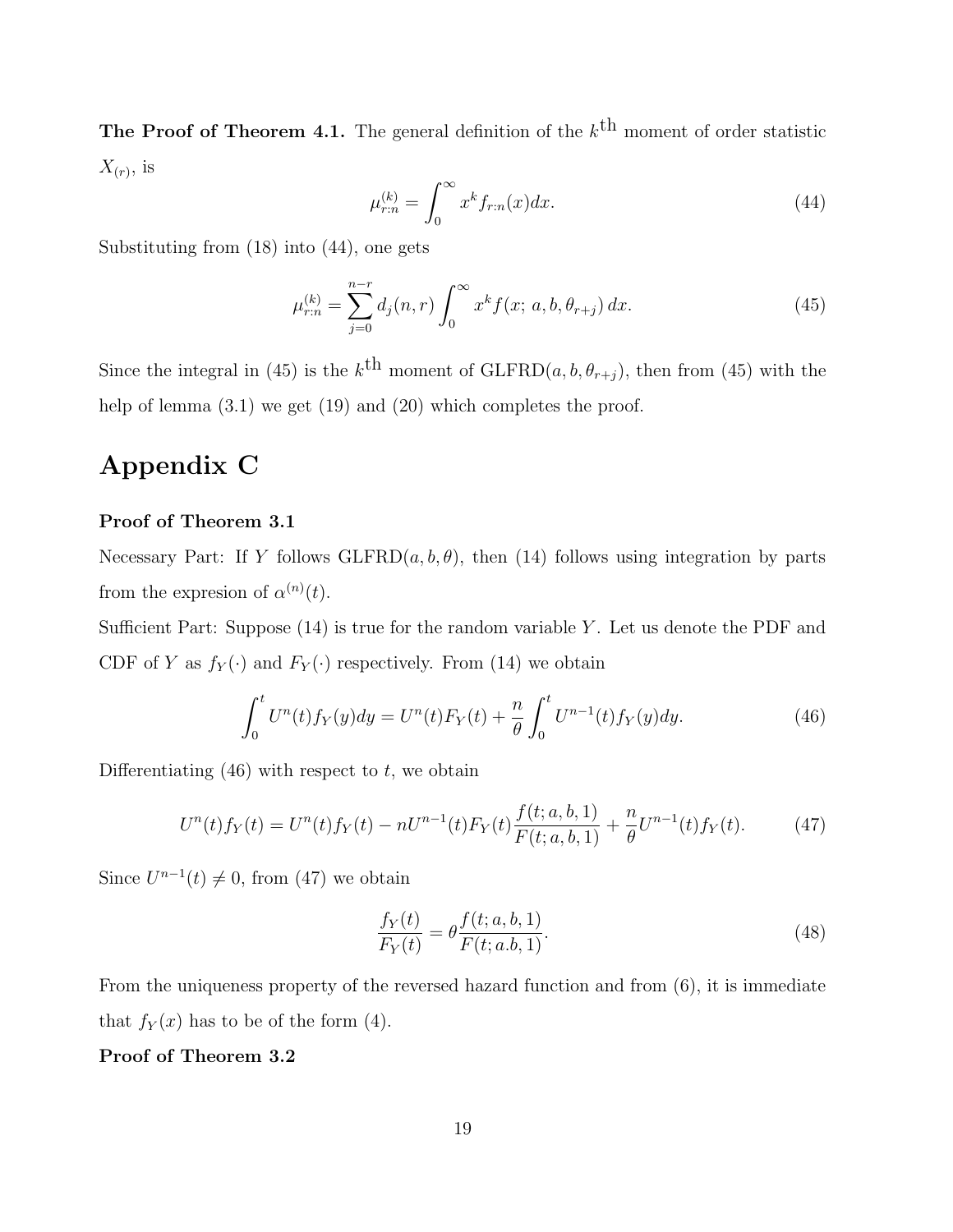**The Proof of Theorem 4.1.** The general definition of the $k^{\text{th}}$ moment of order statistic $X_{(r)}$, is

$$\mu_{r:n}^{(k)} = \int_0^\infty x^k f_{r:n}(x)dx. \tag{44}$$

Substituting from (18) into (44), one gets

$$\mu_{r:n}^{(k)} = \sum_{j=0}^{n-r} d_j(n,r) \int_0^\infty x^k f(x;\, a, b, \theta_{r+j})\, dx. \tag{45}$$

Since the integral in (45) is the $k^{\text{th}}$ moment of GLFRD$(a, b, \theta_{r+j})$, then from (45) with the help of lemma (3.1) we get (19) and (20) which completes the proof.

# Appendix C

**Proof of Theorem 3.1**

Necessary Part: If $Y$ follows GLFRD$(a, b, \theta)$, then (14) follows using integration by parts from the expresion of $\alpha^{(n)}(t)$.

Sufficient Part: Suppose (14) is true for the random variable $Y$. Let us denote the PDF and CDF of $Y$ as $f_Y(\cdot)$ and $F_Y(\cdot)$ respectively. From (14) we obtain

$$\int_0^t U^n(t) f_Y(y)dy = U^n(t)F_Y(t) + \frac{n}{\theta}\int_0^t U^{n-1}(t) f_Y(y)dy. \tag{46}$$

Differentiating (46) with respect to $t$, we obtain

$$U^n(t)f_Y(t) = U^n(t)f_Y(t) - nU^{n-1}(t)F_Y(t)\frac{f(t;a,b,1)}{F(t;a,b,1)} + \frac{n}{\theta}U^{n-1}(t)f_Y(t). \tag{47}$$

Since $U^{n-1}(t) \neq 0$, from (47) we obtain

$$\frac{f_Y(t)}{F_Y(t)} = \theta\frac{f(t;a,b,1)}{F(t;a.b,1)}. \tag{48}$$

From the uniqueness property of the reversed hazard function and from (6), it is immediate that $f_Y(x)$ has to be of the form (4).

**Proof of Theorem 3.2**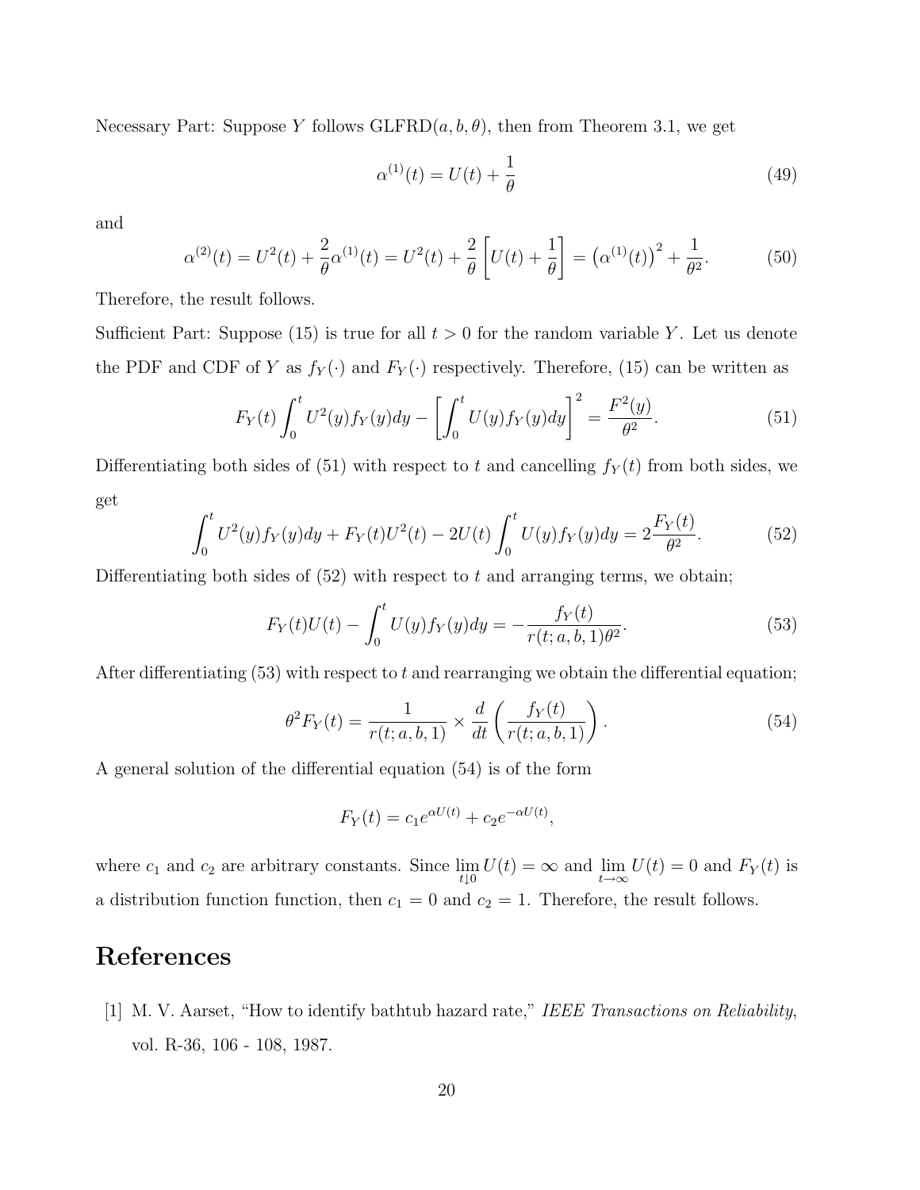Necessary Part: Suppose $Y$ follows GLFRD$(a, b, \theta)$, then from Theorem 3.1, we get

$$\alpha^{(1)}(t) = U(t) + \frac{1}{\theta} \tag{49}$$

and

$$\alpha^{(2)}(t) = U^2(t) + \frac{2}{\theta}\alpha^{(1)}(t) = U^2(t) + \frac{2}{\theta}\left[U(t) + \frac{1}{\theta}\right] = \left(\alpha^{(1)}(t)\right)^2 + \frac{1}{\theta^2}. \tag{50}$$

Therefore, the result follows.

Sufficient Part: Suppose (15) is true for all $t > 0$ for the random variable $Y$. Let us denote the PDF and CDF of $Y$ as $f_Y(\cdot)$ and $F_Y(\cdot)$ respectively. Therefore, (15) can be written as

$$F_Y(t)\int_0^t U^2(y) f_Y(y)dy - \left[\int_0^t U(y) f_Y(y)dy\right]^2 = \frac{F^2(y)}{\theta^2}. \tag{51}$$

Differentiating both sides of (51) with respect to $t$ and cancelling $f_Y(t)$ from both sides, we get

$$\int_0^t U^2(y) f_Y(y)dy + F_Y(t)U^2(t) - 2U(t)\int_0^t U(y) f_Y(y)dy = 2\frac{F_Y(t)}{\theta^2}. \tag{52}$$

Differentiating both sides of (52) with respect to $t$ and arranging terms, we obtain;

$$F_Y(t)U(t) - \int_0^t U(y) f_Y(y)dy = -\frac{f_Y(t)}{r(t; a, b, 1)\theta^2}. \tag{53}$$

After differentiating (53) with respect to $t$ and rearranging we obtain the differential equation;

$$\theta^2 F_Y(t) = \frac{1}{r(t; a, b, 1)} \times \frac{d}{dt}\left(\frac{f_Y(t)}{r(t; a, b, 1)}\right). \tag{54}$$

A general solution of the differential equation (54) is of the form

$$F_Y(t) = c_1 e^{\alpha U(t)} + c_2 e^{-\alpha U(t)},$$

where $c_1$ and $c_2$ are arbitrary constants. Since $\lim_{t \downarrow 0} U(t) = \infty$ and $\lim_{t \to \infty} U(t) = 0$ and $F_Y(t)$ is a distribution function function, then $c_1 = 0$ and $c_2 = 1$. Therefore, the result follows.

# References

[1] M. V. Aarset, "How to identify bathtub hazard rate," *IEEE Transactions on Reliability*, vol. R-36, 106 - 108, 1987.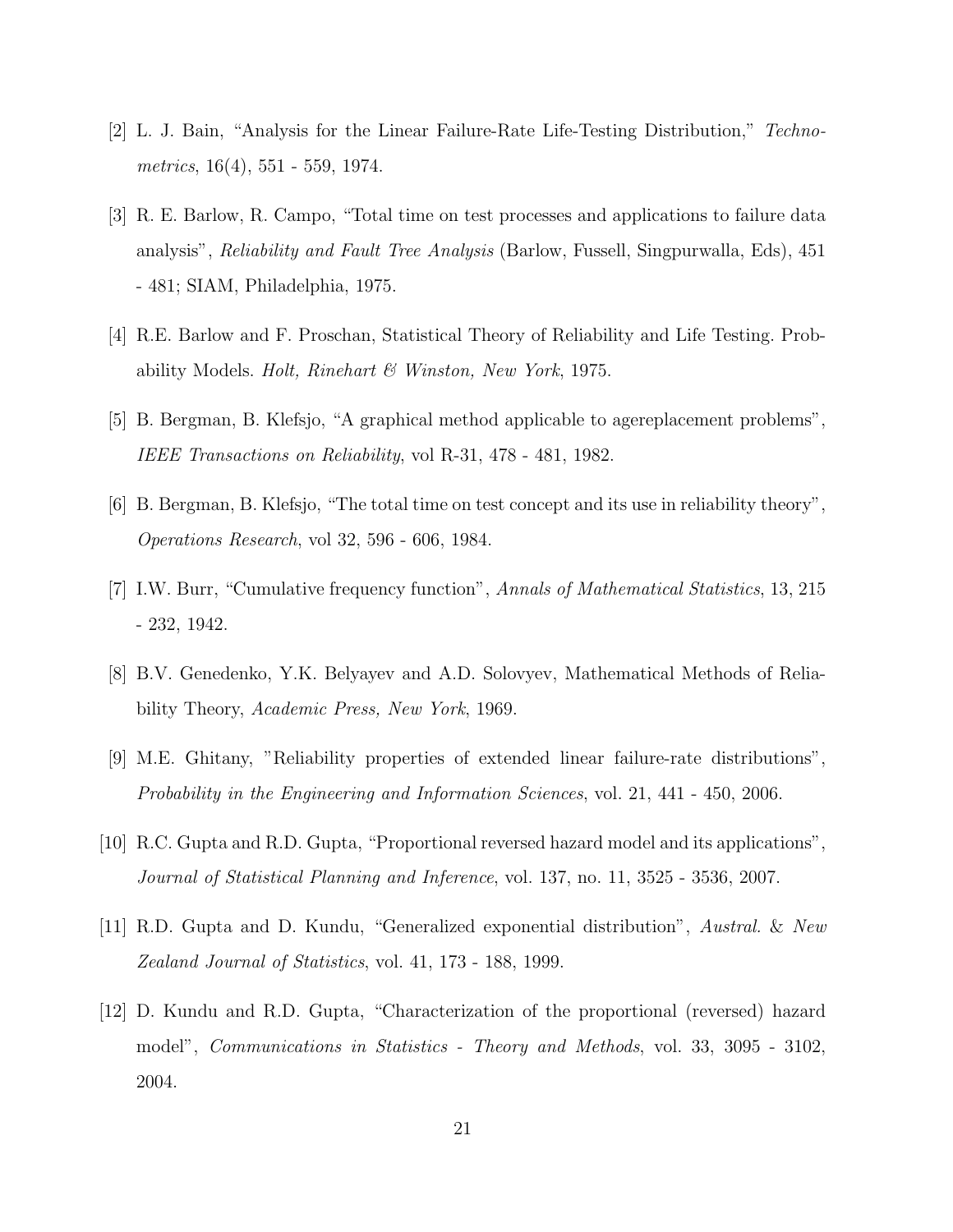[2] L. J. Bain, "Analysis for the Linear Failure-Rate Life-Testing Distribution," *Technometrics*, 16(4), 551 - 559, 1974.

[3] R. E. Barlow, R. Campo, "Total time on test processes and applications to failure data analysis", *Reliability and Fault Tree Analysis* (Barlow, Fussell, Singpurwalla, Eds), 451 - 481; SIAM, Philadelphia, 1975.

[4] R.E. Barlow and F. Proschan, Statistical Theory of Reliability and Life Testing. Probability Models. *Holt, Rinehart & Winston, New York*, 1975.

[5] B. Bergman, B. Klefsjo, "A graphical method applicable to agereplacement problems", *IEEE Transactions on Reliability*, vol R-31, 478 - 481, 1982.

[6] B. Bergman, B. Klefsjo, "The total time on test concept and its use in reliability theory", *Operations Research*, vol 32, 596 - 606, 1984.

[7] I.W. Burr, "Cumulative frequency function", *Annals of Mathematical Statistics*, 13, 215 - 232, 1942.

[8] B.V. Genedenko, Y.K. Belyayev and A.D. Solovyev, Mathematical Methods of Reliability Theory, *Academic Press, New York*, 1969.

[9] M.E. Ghitany, "Reliability properties of extended linear failure-rate distributions", *Probability in the Engineering and Information Sciences*, vol. 21, 441 - 450, 2006.

[10] R.C. Gupta and R.D. Gupta, "Proportional reversed hazard model and its applications", *Journal of Statistical Planning and Inference*, vol. 137, no. 11, 3525 - 3536, 2007.

[11] R.D. Gupta and D. Kundu, "Generalized exponential distribution", *Austral. & New Zealand Journal of Statistics*, vol. 41, 173 - 188, 1999.

[12] D. Kundu and R.D. Gupta, "Characterization of the proportional (reversed) hazard model", *Communications in Statistics - Theory and Methods*, vol. 33, 3095 - 3102, 2004.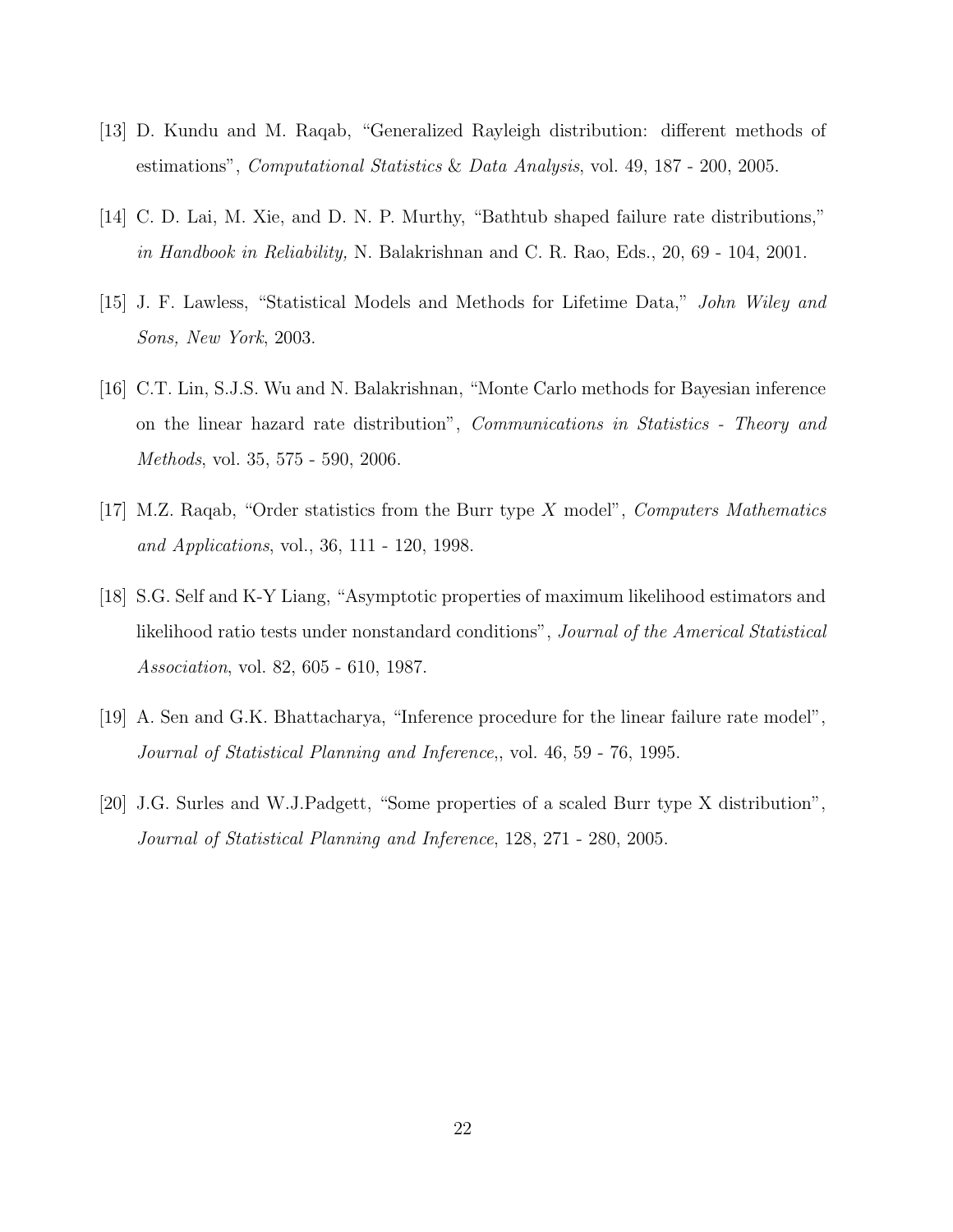[13] D. Kundu and M. Raqab, "Generalized Rayleigh distribution: different methods of estimations", *Computational Statistics* & *Data Analysis*, vol. 49, 187 - 200, 2005.

[14] C. D. Lai, M. Xie, and D. N. P. Murthy, "Bathtub shaped failure rate distributions," *in Handbook in Reliability,* N. Balakrishnan and C. R. Rao, Eds., 20, 69 - 104, 2001.

[15] J. F. Lawless, "Statistical Models and Methods for Lifetime Data," *John Wiley and Sons, New York*, 2003.

[16] C.T. Lin, S.J.S. Wu and N. Balakrishnan, "Monte Carlo methods for Bayesian inference on the linear hazard rate distribution", *Communications in Statistics - Theory and Methods*, vol. 35, 575 - 590, 2006.

[17] M.Z. Raqab, "Order statistics from the Burr type $X$ model", *Computers Mathematics and Applications*, vol., 36, 111 - 120, 1998.

[18] S.G. Self and K-Y Liang, "Asymptotic properties of maximum likelihood estimators and likelihood ratio tests under nonstandard conditions", *Journal of the Americal Statistical Association*, vol. 82, 605 - 610, 1987.

[19] A. Sen and G.K. Bhattacharya, "Inference procedure for the linear failure rate model", *Journal of Statistical Planning and Inference*,, vol. 46, 59 - 76, 1995.

[20] J.G. Surles and W.J.Padgett, "Some properties of a scaled Burr type X distribution", *Journal of Statistical Planning and Inference*, 128, 271 - 280, 2005.